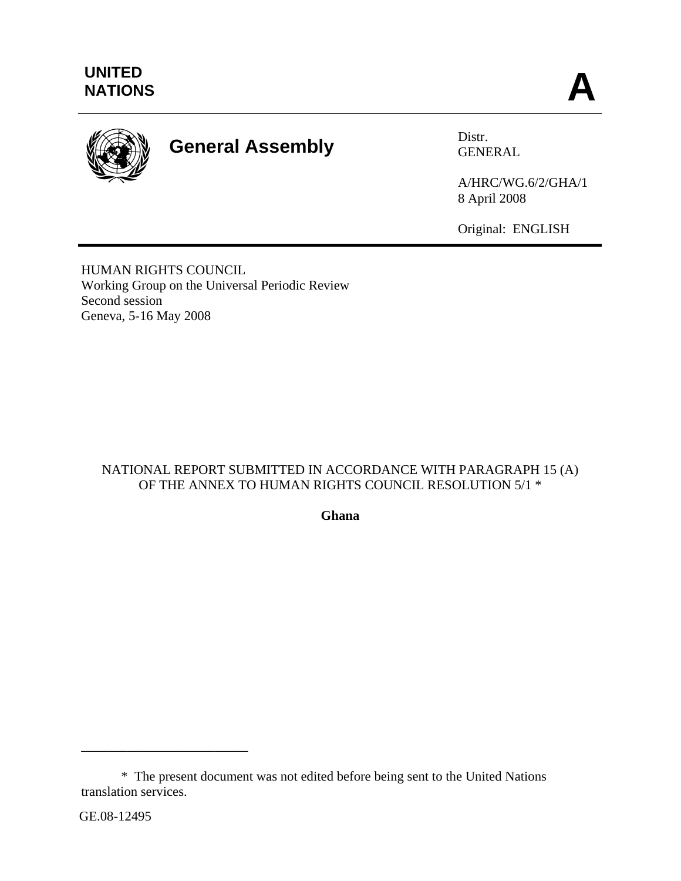UNITED NATIONS

**A**

# General Assembly

Distr.
GENERAL

A/HRC/WG.6/2/GHA/1
8 April 2008

Original: ENGLISH

HUMAN RIGHTS COUNCIL
Working Group on the Universal Periodic Review
Second session
Geneva, 5-16 May 2008

NATIONAL REPORT SUBMITTED IN ACCORDANCE WITH PARAGRAPH 15 (A) OF THE ANNEX TO HUMAN RIGHTS COUNCIL RESOLUTION 5/1 *

**Ghana**

---

\* The present document was not edited before being sent to the United Nations translation services.

GE.08-12495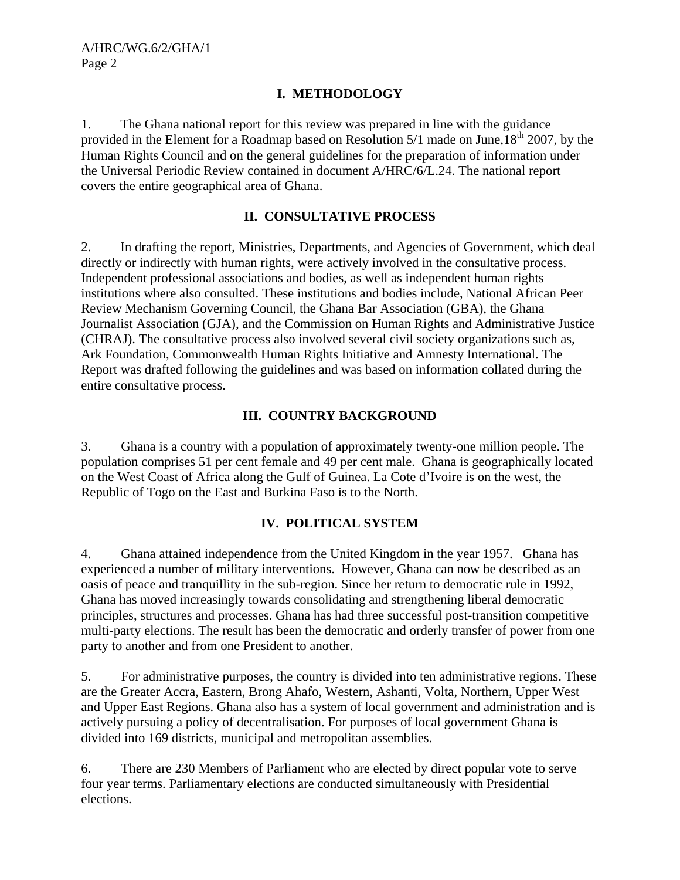## I. METHODOLOGY

1. The Ghana national report for this review was prepared in line with the guidance provided in the Element for a Roadmap based on Resolution 5/1 made on June,18th 2007, by the Human Rights Council and on the general guidelines for the preparation of information under the Universal Periodic Review contained in document A/HRC/6/L.24. The national report covers the entire geographical area of Ghana.

## II. CONSULTATIVE PROCESS

2. In drafting the report, Ministries, Departments, and Agencies of Government, which deal directly or indirectly with human rights, were actively involved in the consultative process. Independent professional associations and bodies, as well as independent human rights institutions where also consulted. These institutions and bodies include, National African Peer Review Mechanism Governing Council, the Ghana Bar Association (GBA), the Ghana Journalist Association (GJA), and the Commission on Human Rights and Administrative Justice (CHRAJ). The consultative process also involved several civil society organizations such as, Ark Foundation, Commonwealth Human Rights Initiative and Amnesty International. The Report was drafted following the guidelines and was based on information collated during the entire consultative process.

## III. COUNTRY BACKGROUND

3. Ghana is a country with a population of approximately twenty-one million people. The population comprises 51 per cent female and 49 per cent male. Ghana is geographically located on the West Coast of Africa along the Gulf of Guinea. La Cote d'Ivoire is on the west, the Republic of Togo on the East and Burkina Faso is to the North.

## IV. POLITICAL SYSTEM

4. Ghana attained independence from the United Kingdom in the year 1957. Ghana has experienced a number of military interventions. However, Ghana can now be described as an oasis of peace and tranquillity in the sub-region. Since her return to democratic rule in 1992, Ghana has moved increasingly towards consolidating and strengthening liberal democratic principles, structures and processes. Ghana has had three successful post-transition competitive multi-party elections. The result has been the democratic and orderly transfer of power from one party to another and from one President to another.

5. For administrative purposes, the country is divided into ten administrative regions. These are the Greater Accra, Eastern, Brong Ahafo, Western, Ashanti, Volta, Northern, Upper West and Upper East Regions. Ghana also has a system of local government and administration and is actively pursuing a policy of decentralisation. For purposes of local government Ghana is divided into 169 districts, municipal and metropolitan assemblies.

6. There are 230 Members of Parliament who are elected by direct popular vote to serve four year terms. Parliamentary elections are conducted simultaneously with Presidential elections.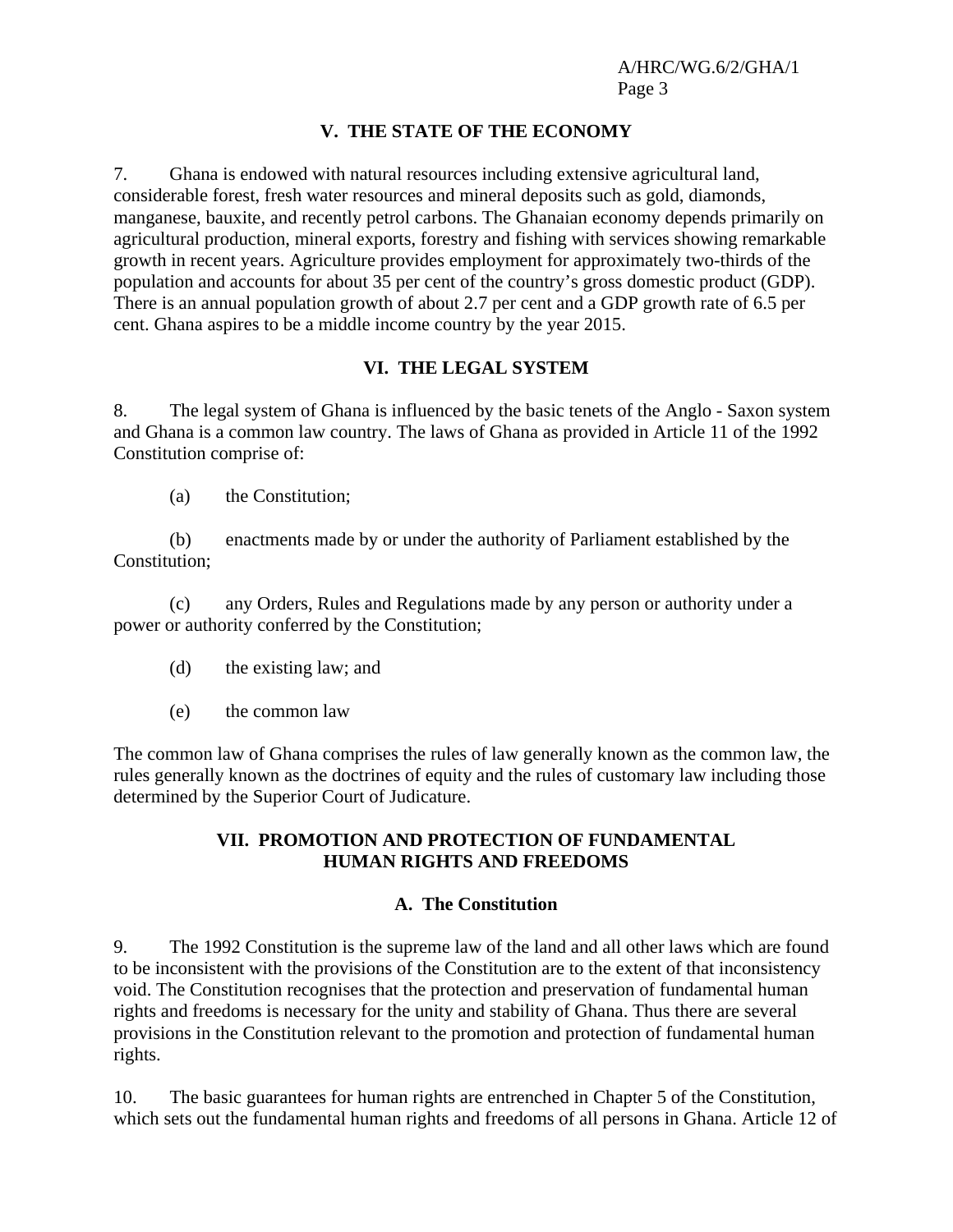## V. THE STATE OF THE ECONOMY

7. Ghana is endowed with natural resources including extensive agricultural land, considerable forest, fresh water resources and mineral deposits such as gold, diamonds, manganese, bauxite, and recently petrol carbons. The Ghanaian economy depends primarily on agricultural production, mineral exports, forestry and fishing with services showing remarkable growth in recent years. Agriculture provides employment for approximately two-thirds of the population and accounts for about 35 per cent of the country's gross domestic product (GDP). There is an annual population growth of about 2.7 per cent and a GDP growth rate of 6.5 per cent. Ghana aspires to be a middle income country by the year 2015.

## VI. THE LEGAL SYSTEM

8. The legal system of Ghana is influenced by the basic tenets of the Anglo - Saxon system and Ghana is a common law country. The laws of Ghana as provided in Article 11 of the 1992 Constitution comprise of:

(a) the Constitution;

(b) enactments made by or under the authority of Parliament established by the Constitution;

(c) any Orders, Rules and Regulations made by any person or authority under a power or authority conferred by the Constitution;

(d) the existing law; and

(e) the common law

The common law of Ghana comprises the rules of law generally known as the common law, the rules generally known as the doctrines of equity and the rules of customary law including those determined by the Superior Court of Judicature.

## VII. PROMOTION AND PROTECTION OF FUNDAMENTAL HUMAN RIGHTS AND FREEDOMS

### A. The Constitution

9. The 1992 Constitution is the supreme law of the land and all other laws which are found to be inconsistent with the provisions of the Constitution are to the extent of that inconsistency void. The Constitution recognises that the protection and preservation of fundamental human rights and freedoms is necessary for the unity and stability of Ghana. Thus there are several provisions in the Constitution relevant to the promotion and protection of fundamental human rights.

10. The basic guarantees for human rights are entrenched in Chapter 5 of the Constitution, which sets out the fundamental human rights and freedoms of all persons in Ghana. Article 12 of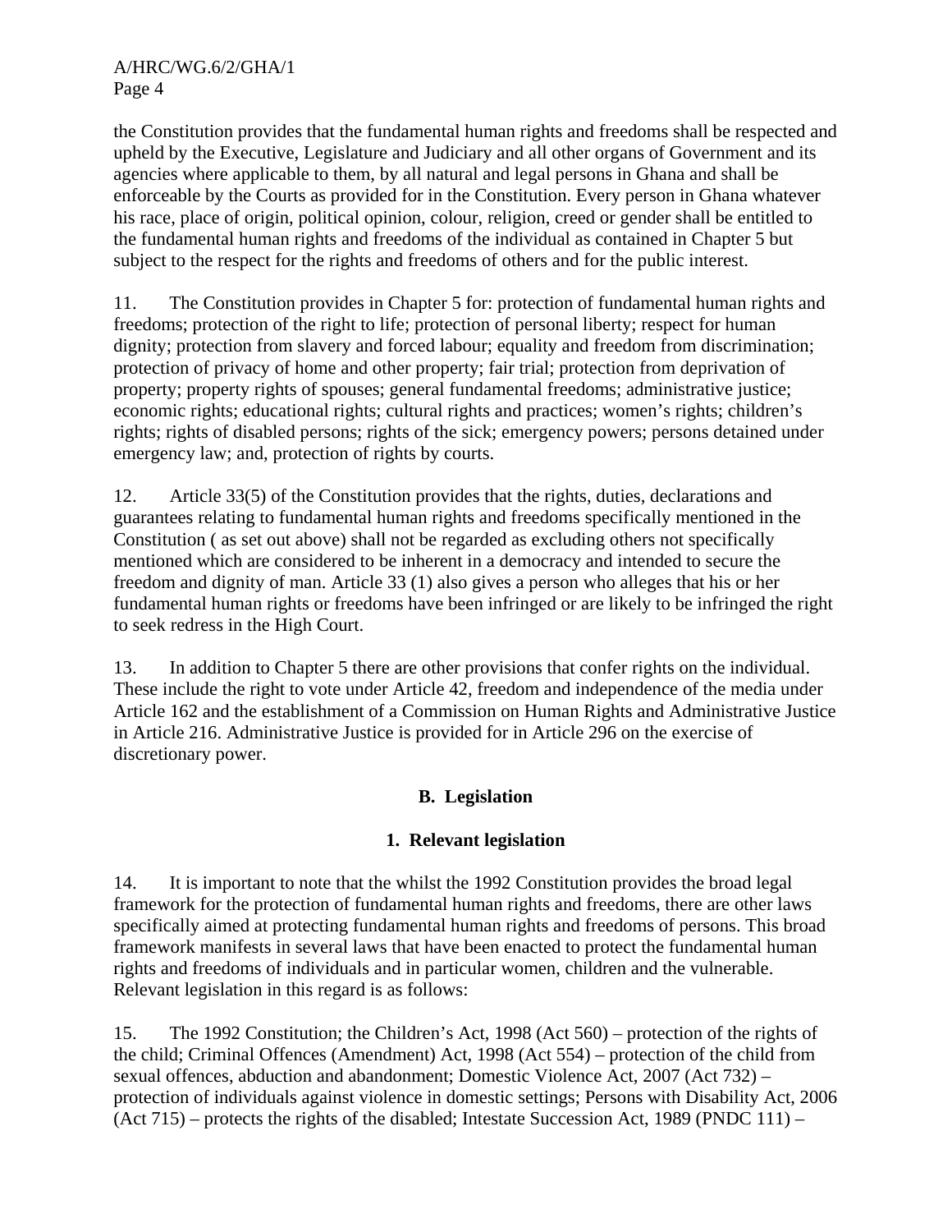the Constitution provides that the fundamental human rights and freedoms shall be respected and upheld by the Executive, Legislature and Judiciary and all other organs of Government and its agencies where applicable to them, by all natural and legal persons in Ghana and shall be enforceable by the Courts as provided for in the Constitution. Every person in Ghana whatever his race, place of origin, political opinion, colour, religion, creed or gender shall be entitled to the fundamental human rights and freedoms of the individual as contained in Chapter 5 but subject to the respect for the rights and freedoms of others and for the public interest.

11. The Constitution provides in Chapter 5 for: protection of fundamental human rights and freedoms; protection of the right to life; protection of personal liberty; respect for human dignity; protection from slavery and forced labour; equality and freedom from discrimination; protection of privacy of home and other property; fair trial; protection from deprivation of property; property rights of spouses; general fundamental freedoms; administrative justice; economic rights; educational rights; cultural rights and practices; women's rights; children's rights; rights of disabled persons; rights of the sick; emergency powers; persons detained under emergency law; and, protection of rights by courts.

12. Article 33(5) of the Constitution provides that the rights, duties, declarations and guarantees relating to fundamental human rights and freedoms specifically mentioned in the Constitution ( as set out above) shall not be regarded as excluding others not specifically mentioned which are considered to be inherent in a democracy and intended to secure the freedom and dignity of man. Article 33 (1) also gives a person who alleges that his or her fundamental human rights or freedoms have been infringed or are likely to be infringed the right to seek redress in the High Court.

13. In addition to Chapter 5 there are other provisions that confer rights on the individual. These include the right to vote under Article 42, freedom and independence of the media under Article 162 and the establishment of a Commission on Human Rights and Administrative Justice in Article 216. Administrative Justice is provided for in Article 296 on the exercise of discretionary power.

## B. Legislation

### 1. Relevant legislation

14. It is important to note that the whilst the 1992 Constitution provides the broad legal framework for the protection of fundamental human rights and freedoms, there are other laws specifically aimed at protecting fundamental human rights and freedoms of persons. This broad framework manifests in several laws that have been enacted to protect the fundamental human rights and freedoms of individuals and in particular women, children and the vulnerable. Relevant legislation in this regard is as follows:

15. The 1992 Constitution; the Children's Act, 1998 (Act 560) – protection of the rights of the child; Criminal Offences (Amendment) Act, 1998 (Act 554) – protection of the child from sexual offences, abduction and abandonment; Domestic Violence Act, 2007 (Act 732) – protection of individuals against violence in domestic settings; Persons with Disability Act, 2006 (Act 715) – protects the rights of the disabled; Intestate Succession Act, 1989 (PNDC 111) –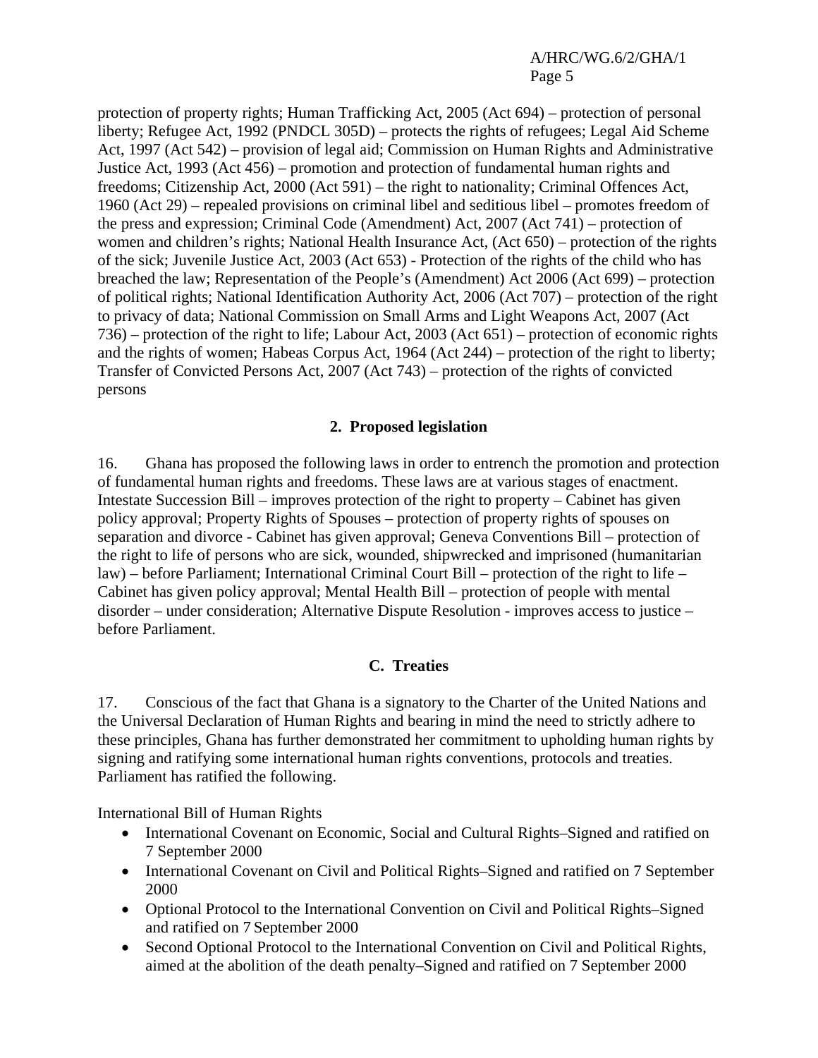protection of property rights; Human Trafficking Act, 2005 (Act 694) – protection of personal liberty; Refugee Act, 1992 (PNDCL 305D) – protects the rights of refugees; Legal Aid Scheme Act, 1997 (Act 542) – provision of legal aid; Commission on Human Rights and Administrative Justice Act, 1993 (Act 456) – promotion and protection of fundamental human rights and freedoms; Citizenship Act, 2000 (Act 591) – the right to nationality; Criminal Offences Act, 1960 (Act 29) – repealed provisions on criminal libel and seditious libel – promotes freedom of the press and expression; Criminal Code (Amendment) Act, 2007 (Act 741) – protection of women and children's rights; National Health Insurance Act, (Act 650) – protection of the rights of the sick; Juvenile Justice Act, 2003 (Act 653) - Protection of the rights of the child who has breached the law; Representation of the People's (Amendment) Act 2006 (Act 699) – protection of political rights; National Identification Authority Act, 2006 (Act 707) – protection of the right to privacy of data; National Commission on Small Arms and Light Weapons Act, 2007 (Act 736) – protection of the right to life; Labour Act, 2003 (Act 651) – protection of economic rights and the rights of women; Habeas Corpus Act, 1964 (Act 244) – protection of the right to liberty; Transfer of Convicted Persons Act, 2007 (Act 743) – protection of the rights of convicted persons

### 2. Proposed legislation

16. Ghana has proposed the following laws in order to entrench the promotion and protection of fundamental human rights and freedoms. These laws are at various stages of enactment. Intestate Succession Bill – improves protection of the right to property – Cabinet has given policy approval; Property Rights of Spouses – protection of property rights of spouses on separation and divorce - Cabinet has given approval; Geneva Conventions Bill – protection of the right to life of persons who are sick, wounded, shipwrecked and imprisoned (humanitarian law) – before Parliament; International Criminal Court Bill – protection of the right to life – Cabinet has given policy approval; Mental Health Bill – protection of people with mental disorder – under consideration; Alternative Dispute Resolution - improves access to justice – before Parliament.

## C. Treaties

17. Conscious of the fact that Ghana is a signatory to the Charter of the United Nations and the Universal Declaration of Human Rights and bearing in mind the need to strictly adhere to these principles, Ghana has further demonstrated her commitment to upholding human rights by signing and ratifying some international human rights conventions, protocols and treaties. Parliament has ratified the following.

International Bill of Human Rights

- International Covenant on Economic, Social and Cultural Rights–Signed and ratified on 7 September 2000
- International Covenant on Civil and Political Rights–Signed and ratified on 7 September 2000
- Optional Protocol to the International Convention on Civil and Political Rights–Signed and ratified on 7 September 2000
- Second Optional Protocol to the International Convention on Civil and Political Rights, aimed at the abolition of the death penalty–Signed and ratified on 7 September 2000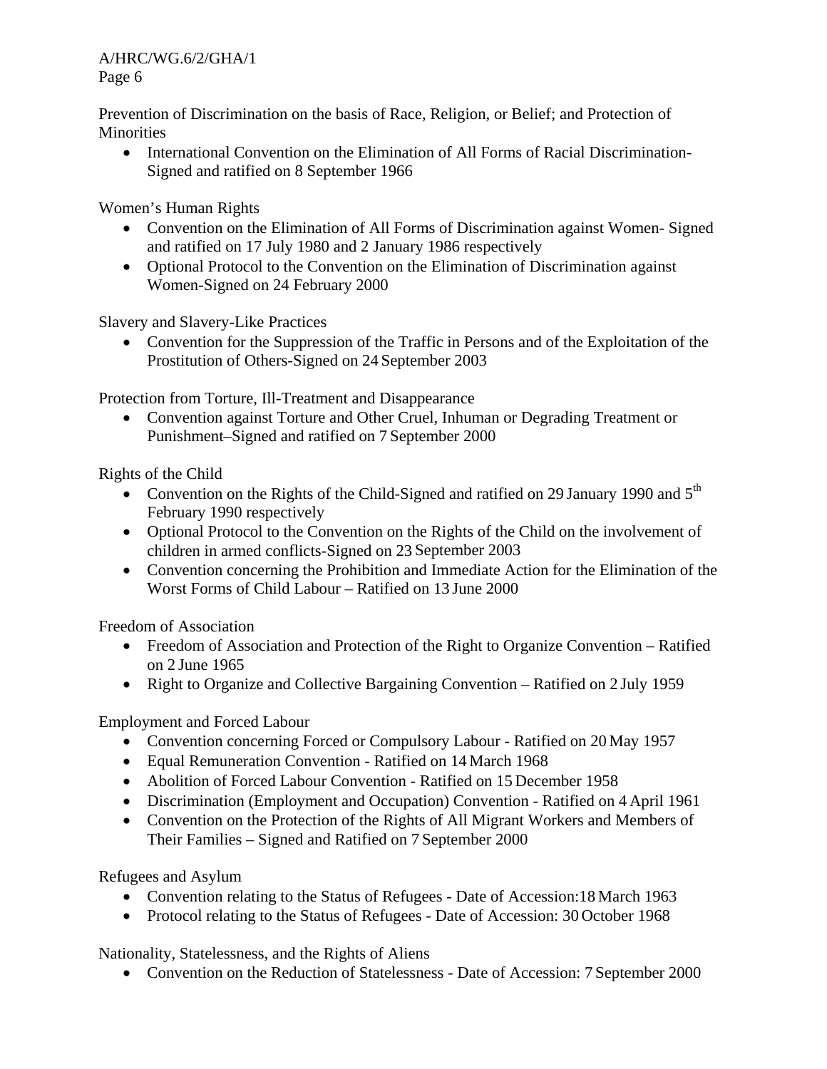Prevention of Discrimination on the basis of Race, Religion, or Belief; and Protection of Minorities

- International Convention on the Elimination of All Forms of Racial Discrimination- Signed and ratified on 8 September 1966

Women's Human Rights

- Convention on the Elimination of All Forms of Discrimination against Women- Signed and ratified on 17 July 1980 and 2 January 1986 respectively
- Optional Protocol to the Convention on the Elimination of Discrimination against Women-Signed on 24 February 2000

Slavery and Slavery-Like Practices

- Convention for the Suppression of the Traffic in Persons and of the Exploitation of the Prostitution of Others-Signed on 24 September 2003

Protection from Torture, Ill-Treatment and Disappearance

- Convention against Torture and Other Cruel, Inhuman or Degrading Treatment or Punishment–Signed and ratified on 7 September 2000

Rights of the Child

- Convention on the Rights of the Child-Signed and ratified on 29 January 1990 and 5th February 1990 respectively
- Optional Protocol to the Convention on the Rights of the Child on the involvement of children in armed conflicts-Signed on 23 September 2003
- Convention concerning the Prohibition and Immediate Action for the Elimination of the Worst Forms of Child Labour – Ratified on 13 June 2000

Freedom of Association

- Freedom of Association and Protection of the Right to Organize Convention – Ratified on 2 June 1965
- Right to Organize and Collective Bargaining Convention – Ratified on 2 July 1959

Employment and Forced Labour

- Convention concerning Forced or Compulsory Labour - Ratified on 20 May 1957
- Equal Remuneration Convention - Ratified on 14 March 1968
- Abolition of Forced Labour Convention - Ratified on 15 December 1958
- Discrimination (Employment and Occupation) Convention - Ratified on 4 April 1961
- Convention on the Protection of the Rights of All Migrant Workers and Members of Their Families – Signed and Ratified on 7 September 2000

Refugees and Asylum

- Convention relating to the Status of Refugees - Date of Accession:18 March 1963
- Protocol relating to the Status of Refugees - Date of Accession: 30 October 1968

Nationality, Statelessness, and the Rights of Aliens

- Convention on the Reduction of Statelessness - Date of Accession: 7 September 2000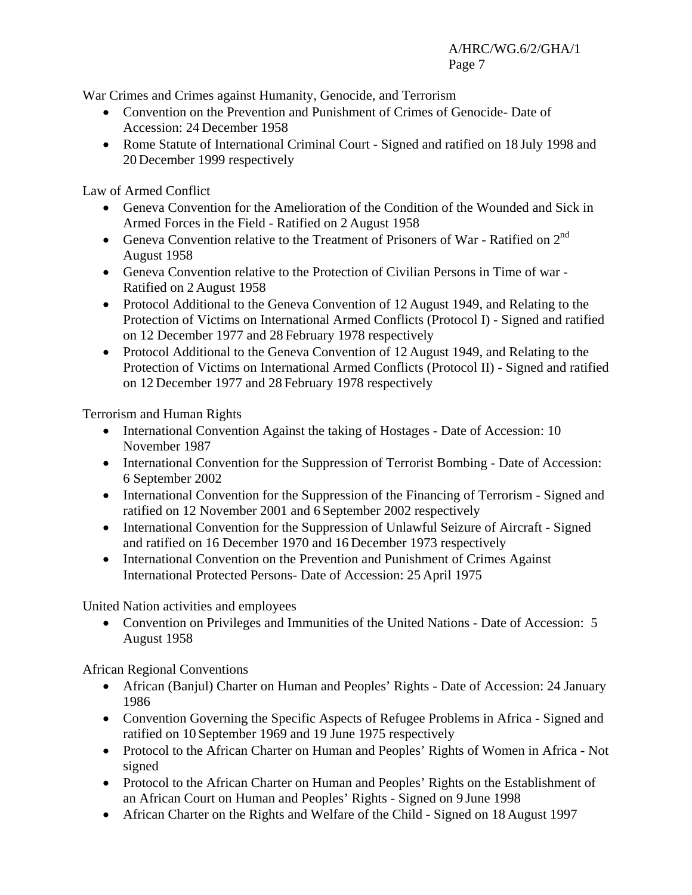War Crimes and Crimes against Humanity, Genocide, and Terrorism

- Convention on the Prevention and Punishment of Crimes of Genocide- Date of Accession: 24 December 1958
- Rome Statute of International Criminal Court - Signed and ratified on 18 July 1998 and 20 December 1999 respectively

Law of Armed Conflict

- Geneva Convention for the Amelioration of the Condition of the Wounded and Sick in Armed Forces in the Field - Ratified on 2 August 1958
- Geneva Convention relative to the Treatment of Prisoners of War - Ratified on 2nd August 1958
- Geneva Convention relative to the Protection of Civilian Persons in Time of war - Ratified on 2 August 1958
- Protocol Additional to the Geneva Convention of 12 August 1949, and Relating to the Protection of Victims on International Armed Conflicts (Protocol I) - Signed and ratified on 12 December 1977 and 28 February 1978 respectively
- Protocol Additional to the Geneva Convention of 12 August 1949, and Relating to the Protection of Victims on International Armed Conflicts (Protocol II) - Signed and ratified on 12 December 1977 and 28 February 1978 respectively

Terrorism and Human Rights

- International Convention Against the taking of Hostages - Date of Accession: 10 November 1987
- International Convention for the Suppression of Terrorist Bombing - Date of Accession: 6 September 2002
- International Convention for the Suppression of the Financing of Terrorism - Signed and ratified on 12 November 2001 and 6 September 2002 respectively
- International Convention for the Suppression of Unlawful Seizure of Aircraft - Signed and ratified on 16 December 1970 and 16 December 1973 respectively
- International Convention on the Prevention and Punishment of Crimes Against International Protected Persons- Date of Accession: 25 April 1975

United Nation activities and employees

- Convention on Privileges and Immunities of the United Nations - Date of Accession: 5 August 1958

African Regional Conventions

- African (Banjul) Charter on Human and Peoples' Rights - Date of Accession: 24 January 1986
- Convention Governing the Specific Aspects of Refugee Problems in Africa - Signed and ratified on 10 September 1969 and 19 June 1975 respectively
- Protocol to the African Charter on Human and Peoples' Rights of Women in Africa - Not signed
- Protocol to the African Charter on Human and Peoples' Rights on the Establishment of an African Court on Human and Peoples' Rights - Signed on 9 June 1998
- African Charter on the Rights and Welfare of the Child - Signed on 18 August 1997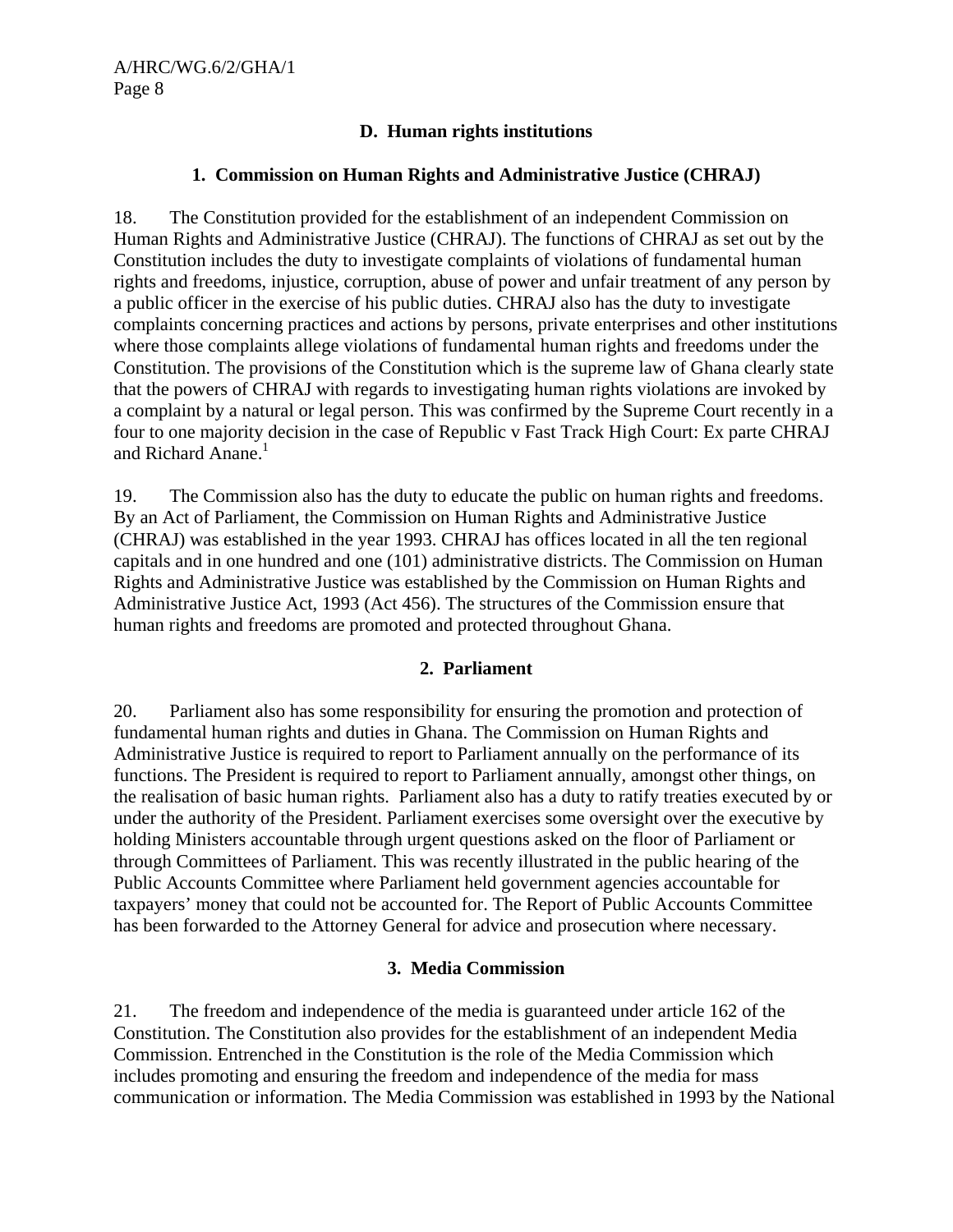## D. Human rights institutions

### 1. Commission on Human Rights and Administrative Justice (CHRAJ)

18. The Constitution provided for the establishment of an independent Commission on Human Rights and Administrative Justice (CHRAJ). The functions of CHRAJ as set out by the Constitution includes the duty to investigate complaints of violations of fundamental human rights and freedoms, injustice, corruption, abuse of power and unfair treatment of any person by a public officer in the exercise of his public duties. CHRAJ also has the duty to investigate complaints concerning practices and actions by persons, private enterprises and other institutions where those complaints allege violations of fundamental human rights and freedoms under the Constitution. The provisions of the Constitution which is the supreme law of Ghana clearly state that the powers of CHRAJ with regards to investigating human rights violations are invoked by a complaint by a natural or legal person. This was confirmed by the Supreme Court recently in a four to one majority decision in the case of Republic v Fast Track High Court: Ex parte CHRAJ and Richard Anane.[1]

19. The Commission also has the duty to educate the public on human rights and freedoms. By an Act of Parliament, the Commission on Human Rights and Administrative Justice (CHRAJ) was established in the year 1993. CHRAJ has offices located in all the ten regional capitals and in one hundred and one (101) administrative districts. The Commission on Human Rights and Administrative Justice was established by the Commission on Human Rights and Administrative Justice Act, 1993 (Act 456). The structures of the Commission ensure that human rights and freedoms are promoted and protected throughout Ghana.

### 2. Parliament

20. Parliament also has some responsibility for ensuring the promotion and protection of fundamental human rights and duties in Ghana. The Commission on Human Rights and Administrative Justice is required to report to Parliament annually on the performance of its functions. The President is required to report to Parliament annually, amongst other things, on the realisation of basic human rights. Parliament also has a duty to ratify treaties executed by or under the authority of the President. Parliament exercises some oversight over the executive by holding Ministers accountable through urgent questions asked on the floor of Parliament or through Committees of Parliament. This was recently illustrated in the public hearing of the Public Accounts Committee where Parliament held government agencies accountable for taxpayers' money that could not be accounted for. The Report of Public Accounts Committee has been forwarded to the Attorney General for advice and prosecution where necessary.

### 3. Media Commission

21. The freedom and independence of the media is guaranteed under article 162 of the Constitution. The Constitution also provides for the establishment of an independent Media Commission. Entrenched in the Constitution is the role of the Media Commission which includes promoting and ensuring the freedom and independence of the media for mass communication or information. The Media Commission was established in 1993 by the National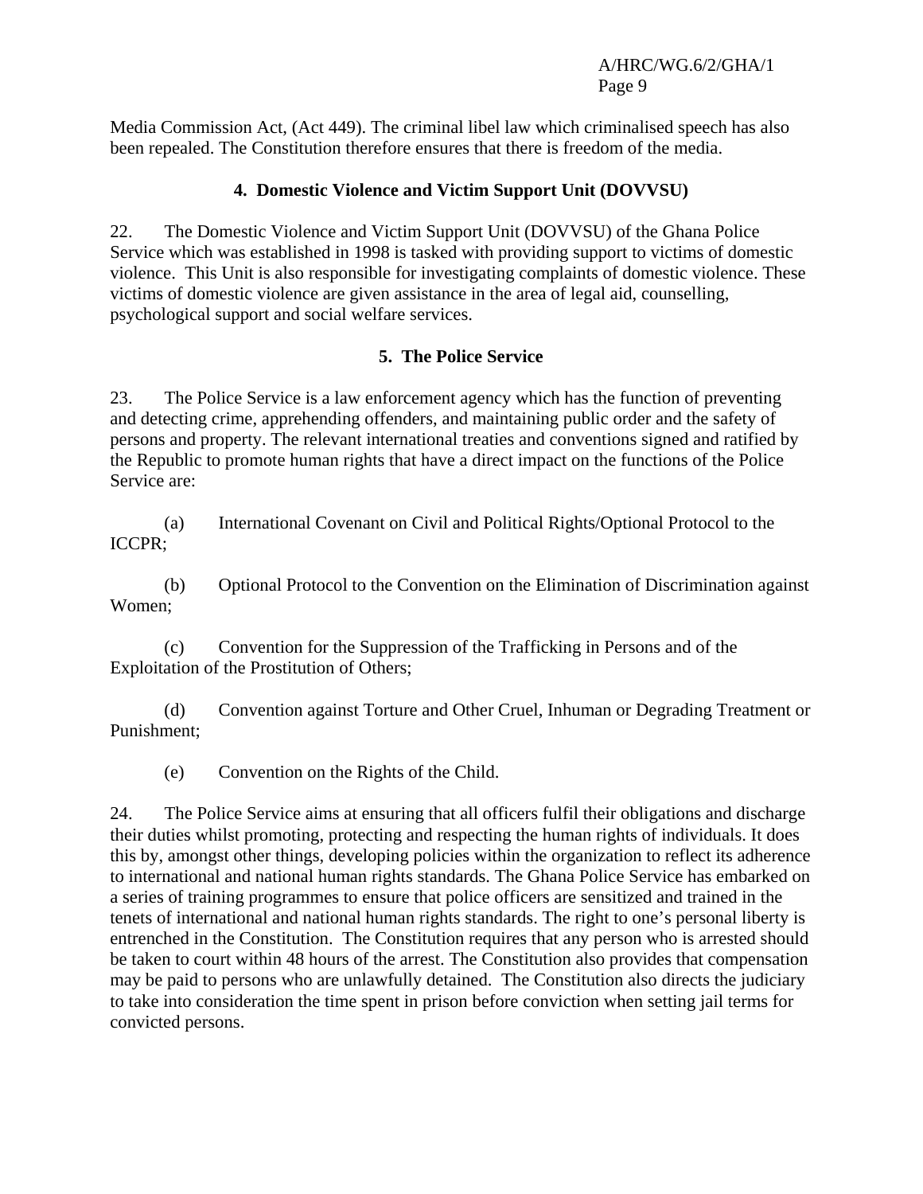Media Commission Act, (Act 449). The criminal libel law which criminalised speech has also been repealed. The Constitution therefore ensures that there is freedom of the media.

### 4. Domestic Violence and Victim Support Unit (DOVVSU)

22. The Domestic Violence and Victim Support Unit (DOVVSU) of the Ghana Police Service which was established in 1998 is tasked with providing support to victims of domestic violence. This Unit is also responsible for investigating complaints of domestic violence. These victims of domestic violence are given assistance in the area of legal aid, counselling, psychological support and social welfare services.

### 5. The Police Service

23. The Police Service is a law enforcement agency which has the function of preventing and detecting crime, apprehending offenders, and maintaining public order and the safety of persons and property. The relevant international treaties and conventions signed and ratified by the Republic to promote human rights that have a direct impact on the functions of the Police Service are:

(a) International Covenant on Civil and Political Rights/Optional Protocol to the ICCPR;

(b) Optional Protocol to the Convention on the Elimination of Discrimination against Women;

(c) Convention for the Suppression of the Trafficking in Persons and of the Exploitation of the Prostitution of Others;

(d) Convention against Torture and Other Cruel, Inhuman or Degrading Treatment or Punishment;

(e) Convention on the Rights of the Child.

24. The Police Service aims at ensuring that all officers fulfil their obligations and discharge their duties whilst promoting, protecting and respecting the human rights of individuals. It does this by, amongst other things, developing policies within the organization to reflect its adherence to international and national human rights standards. The Ghana Police Service has embarked on a series of training programmes to ensure that police officers are sensitized and trained in the tenets of international and national human rights standards. The right to one's personal liberty is entrenched in the Constitution. The Constitution requires that any person who is arrested should be taken to court within 48 hours of the arrest. The Constitution also provides that compensation may be paid to persons who are unlawfully detained. The Constitution also directs the judiciary to take into consideration the time spent in prison before conviction when setting jail terms for convicted persons.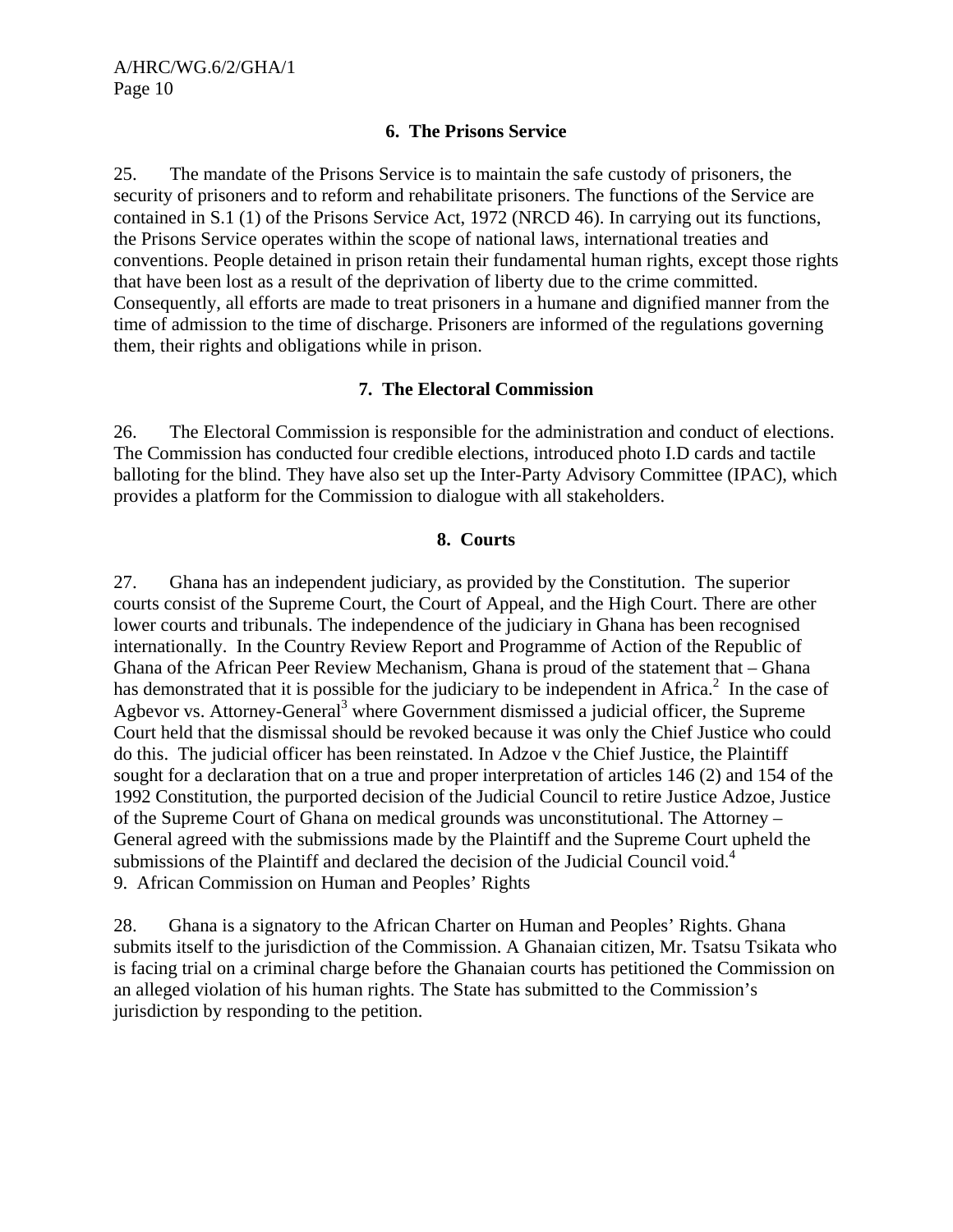### 6. The Prisons Service

25. The mandate of the Prisons Service is to maintain the safe custody of prisoners, the security of prisoners and to reform and rehabilitate prisoners. The functions of the Service are contained in S.1 (1) of the Prisons Service Act, 1972 (NRCD 46). In carrying out its functions, the Prisons Service operates within the scope of national laws, international treaties and conventions. People detained in prison retain their fundamental human rights, except those rights that have been lost as a result of the deprivation of liberty due to the crime committed. Consequently, all efforts are made to treat prisoners in a humane and dignified manner from the time of admission to the time of discharge. Prisoners are informed of the regulations governing them, their rights and obligations while in prison.

### 7. The Electoral Commission

26. The Electoral Commission is responsible for the administration and conduct of elections. The Commission has conducted four credible elections, introduced photo I.D cards and tactile balloting for the blind. They have also set up the Inter-Party Advisory Committee (IPAC), which provides a platform for the Commission to dialogue with all stakeholders.

### 8. Courts

27. Ghana has an independent judiciary, as provided by the Constitution. The superior courts consist of the Supreme Court, the Court of Appeal, and the High Court. There are other lower courts and tribunals. The independence of the judiciary in Ghana has been recognised internationally. In the Country Review Report and Programme of Action of the Republic of Ghana of the African Peer Review Mechanism, Ghana is proud of the statement that – Ghana has demonstrated that it is possible for the judiciary to be independent in Africa.[2] In the case of Agbevor vs. Attorney-General[3] where Government dismissed a judicial officer, the Supreme Court held that the dismissal should be revoked because it was only the Chief Justice who could do this. The judicial officer has been reinstated. In Adzoe v the Chief Justice, the Plaintiff sought for a declaration that on a true and proper interpretation of articles 146 (2) and 154 of the 1992 Constitution, the purported decision of the Judicial Council to retire Justice Adzoe, Justice of the Supreme Court of Ghana on medical grounds was unconstitutional. The Attorney – General agreed with the submissions made by the Plaintiff and the Supreme Court upheld the submissions of the Plaintiff and declared the decision of the Judicial Council void.[4]

### 9. African Commission on Human and Peoples' Rights

28. Ghana is a signatory to the African Charter on Human and Peoples' Rights. Ghana submits itself to the jurisdiction of the Commission. A Ghanaian citizen, Mr. Tsatsu Tsikata who is facing trial on a criminal charge before the Ghanaian courts has petitioned the Commission on an alleged violation of his human rights. The State has submitted to the Commission's jurisdiction by responding to the petition.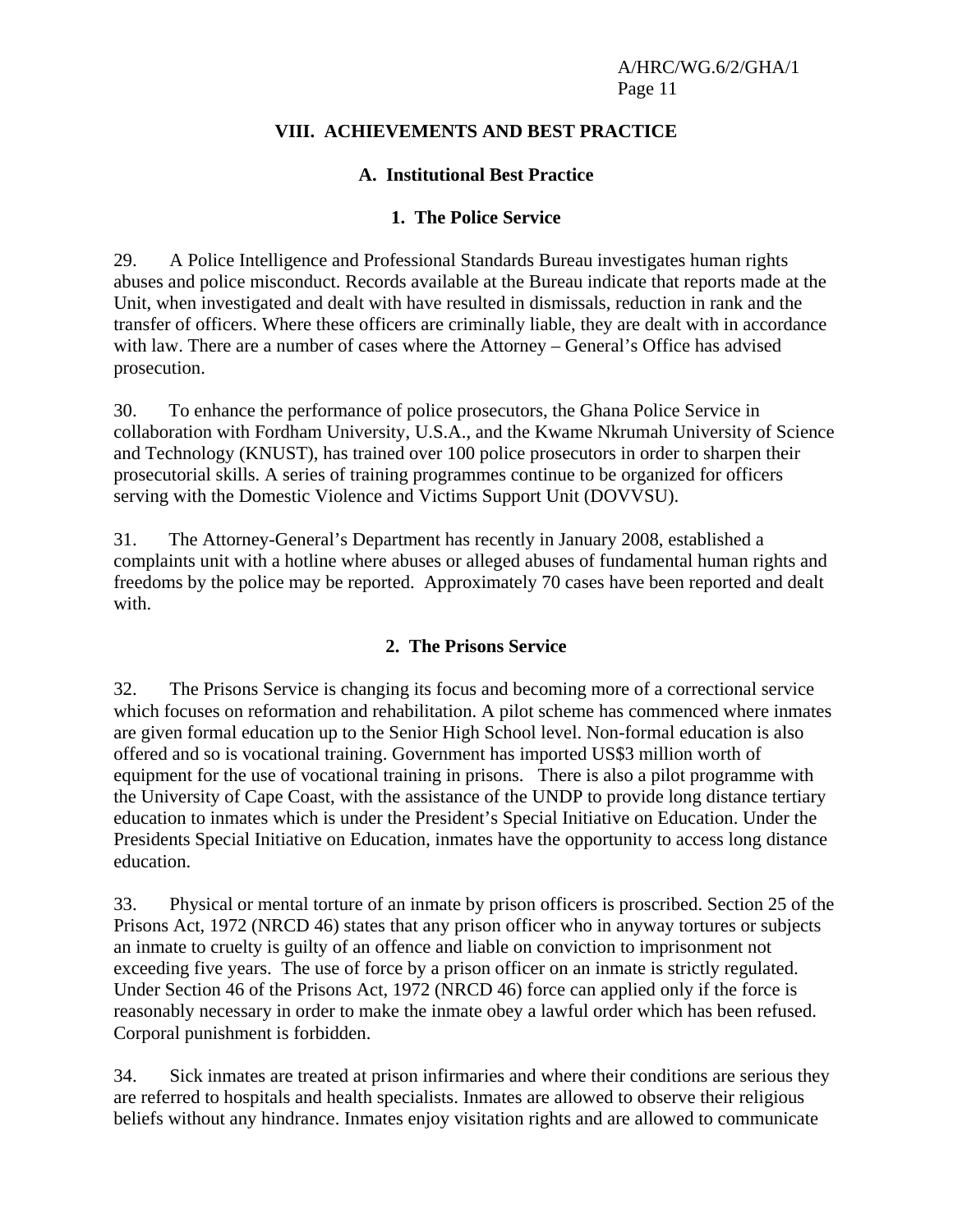## VIII. ACHIEVEMENTS AND BEST PRACTICE

### A. Institutional Best Practice

#### 1. The Police Service

29. A Police Intelligence and Professional Standards Bureau investigates human rights abuses and police misconduct. Records available at the Bureau indicate that reports made at the Unit, when investigated and dealt with have resulted in dismissals, reduction in rank and the transfer of officers. Where these officers are criminally liable, they are dealt with in accordance with law. There are a number of cases where the Attorney – General's Office has advised prosecution.

30. To enhance the performance of police prosecutors, the Ghana Police Service in collaboration with Fordham University, U.S.A., and the Kwame Nkrumah University of Science and Technology (KNUST), has trained over 100 police prosecutors in order to sharpen their prosecutorial skills. A series of training programmes continue to be organized for officers serving with the Domestic Violence and Victims Support Unit (DOVVSU).

31. The Attorney-General's Department has recently in January 2008, established a complaints unit with a hotline where abuses or alleged abuses of fundamental human rights and freedoms by the police may be reported. Approximately 70 cases have been reported and dealt with.

#### 2. The Prisons Service

32. The Prisons Service is changing its focus and becoming more of a correctional service which focuses on reformation and rehabilitation. A pilot scheme has commenced where inmates are given formal education up to the Senior High School level. Non-formal education is also offered and so is vocational training. Government has imported US$3 million worth of equipment for the use of vocational training in prisons. There is also a pilot programme with the University of Cape Coast, with the assistance of the UNDP to provide long distance tertiary education to inmates which is under the President's Special Initiative on Education. Under the Presidents Special Initiative on Education, inmates have the opportunity to access long distance education.

33. Physical or mental torture of an inmate by prison officers is proscribed. Section 25 of the Prisons Act, 1972 (NRCD 46) states that any prison officer who in anyway tortures or subjects an inmate to cruelty is guilty of an offence and liable on conviction to imprisonment not exceeding five years. The use of force by a prison officer on an inmate is strictly regulated. Under Section 46 of the Prisons Act, 1972 (NRCD 46) force can applied only if the force is reasonably necessary in order to make the inmate obey a lawful order which has been refused. Corporal punishment is forbidden.

34. Sick inmates are treated at prison infirmaries and where their conditions are serious they are referred to hospitals and health specialists. Inmates are allowed to observe their religious beliefs without any hindrance. Inmates enjoy visitation rights and are allowed to communicate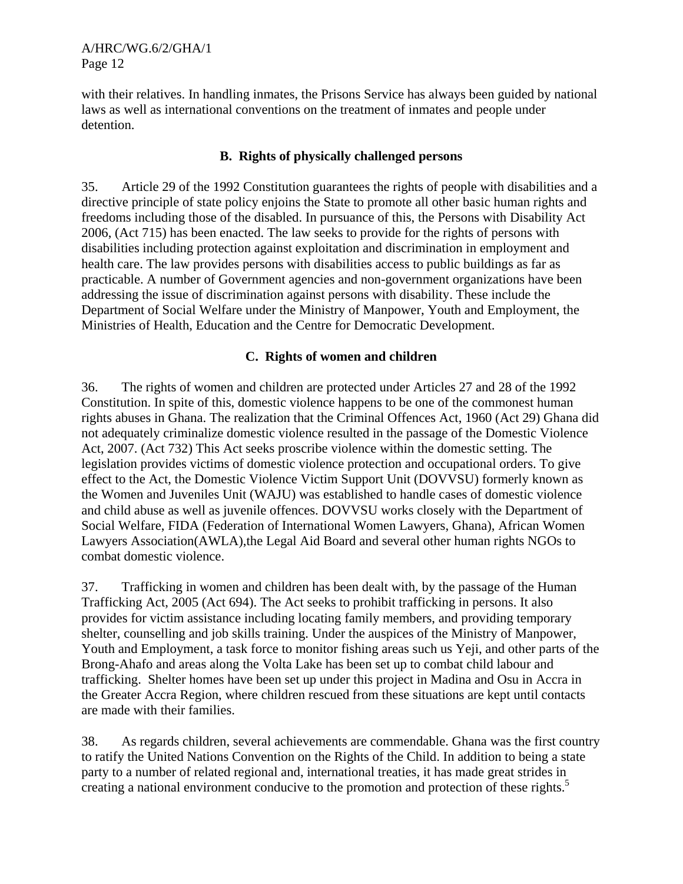with their relatives. In handling inmates, the Prisons Service has always been guided by national laws as well as international conventions on the treatment of inmates and people under detention.

### B. Rights of physically challenged persons

35. Article 29 of the 1992 Constitution guarantees the rights of people with disabilities and a directive principle of state policy enjoins the State to promote all other basic human rights and freedoms including those of the disabled. In pursuance of this, the Persons with Disability Act 2006, (Act 715) has been enacted. The law seeks to provide for the rights of persons with disabilities including protection against exploitation and discrimination in employment and health care. The law provides persons with disabilities access to public buildings as far as practicable. A number of Government agencies and non-government organizations have been addressing the issue of discrimination against persons with disability. These include the Department of Social Welfare under the Ministry of Manpower, Youth and Employment, the Ministries of Health, Education and the Centre for Democratic Development.

### C. Rights of women and children

36. The rights of women and children are protected under Articles 27 and 28 of the 1992 Constitution. In spite of this, domestic violence happens to be one of the commonest human rights abuses in Ghana. The realization that the Criminal Offences Act, 1960 (Act 29) Ghana did not adequately criminalize domestic violence resulted in the passage of the Domestic Violence Act, 2007. (Act 732) This Act seeks proscribe violence within the domestic setting. The legislation provides victims of domestic violence protection and occupational orders. To give effect to the Act, the Domestic Violence Victim Support Unit (DOVVSU) formerly known as the Women and Juveniles Unit (WAJU) was established to handle cases of domestic violence and child abuse as well as juvenile offences. DOVVSU works closely with the Department of Social Welfare, FIDA (Federation of International Women Lawyers, Ghana), African Women Lawyers Association(AWLA),the Legal Aid Board and several other human rights NGOs to combat domestic violence.

37. Trafficking in women and children has been dealt with, by the passage of the Human Trafficking Act, 2005 (Act 694). The Act seeks to prohibit trafficking in persons. It also provides for victim assistance including locating family members, and providing temporary shelter, counselling and job skills training. Under the auspices of the Ministry of Manpower, Youth and Employment, a task force to monitor fishing areas such us Yeji, and other parts of the Brong-Ahafo and areas along the Volta Lake has been set up to combat child labour and trafficking. Shelter homes have been set up under this project in Madina and Osu in Accra in the Greater Accra Region, where children rescued from these situations are kept until contacts are made with their families.

38. As regards children, several achievements are commendable. Ghana was the first country to ratify the United Nations Convention on the Rights of the Child. In addition to being a state party to a number of related regional and, international treaties, it has made great strides in creating a national environment conducive to the promotion and protection of these rights.[5]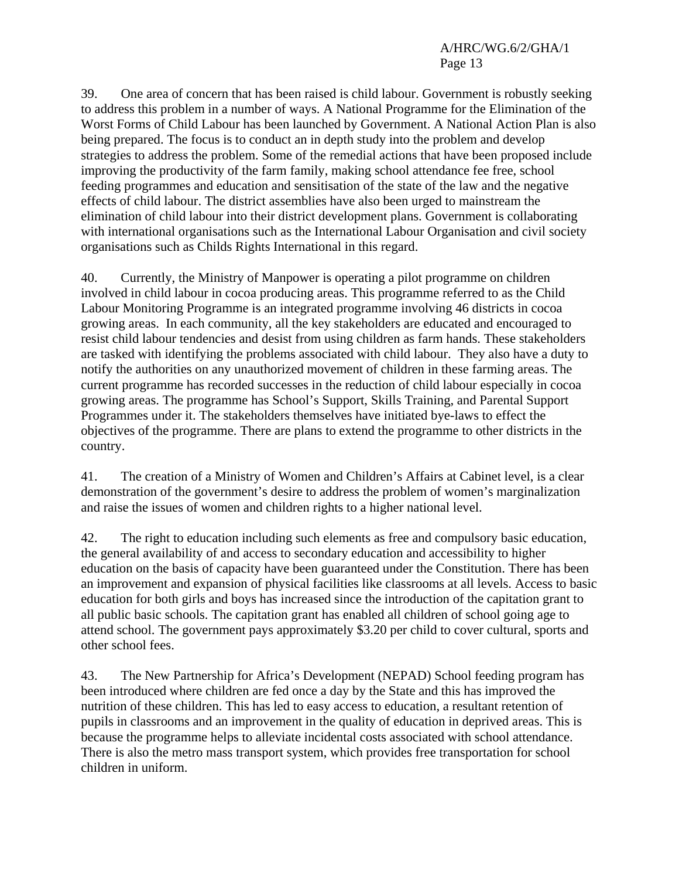39. One area of concern that has been raised is child labour. Government is robustly seeking to address this problem in a number of ways. A National Programme for the Elimination of the Worst Forms of Child Labour has been launched by Government. A National Action Plan is also being prepared. The focus is to conduct an in depth study into the problem and develop strategies to address the problem. Some of the remedial actions that have been proposed include improving the productivity of the farm family, making school attendance fee free, school feeding programmes and education and sensitisation of the state of the law and the negative effects of child labour. The district assemblies have also been urged to mainstream the elimination of child labour into their district development plans. Government is collaborating with international organisations such as the International Labour Organisation and civil society organisations such as Childs Rights International in this regard.

40. Currently, the Ministry of Manpower is operating a pilot programme on children involved in child labour in cocoa producing areas. This programme referred to as the Child Labour Monitoring Programme is an integrated programme involving 46 districts in cocoa growing areas. In each community, all the key stakeholders are educated and encouraged to resist child labour tendencies and desist from using children as farm hands. These stakeholders are tasked with identifying the problems associated with child labour. They also have a duty to notify the authorities on any unauthorized movement of children in these farming areas. The current programme has recorded successes in the reduction of child labour especially in cocoa growing areas. The programme has School's Support, Skills Training, and Parental Support Programmes under it. The stakeholders themselves have initiated bye-laws to effect the objectives of the programme. There are plans to extend the programme to other districts in the country.

41. The creation of a Ministry of Women and Children's Affairs at Cabinet level, is a clear demonstration of the government's desire to address the problem of women's marginalization and raise the issues of women and children rights to a higher national level.

42. The right to education including such elements as free and compulsory basic education, the general availability of and access to secondary education and accessibility to higher education on the basis of capacity have been guaranteed under the Constitution. There has been an improvement and expansion of physical facilities like classrooms at all levels. Access to basic education for both girls and boys has increased since the introduction of the capitation grant to all public basic schools. The capitation grant has enabled all children of school going age to attend school. The government pays approximately $3.20 per child to cover cultural, sports and other school fees.

43. The New Partnership for Africa's Development (NEPAD) School feeding program has been introduced where children are fed once a day by the State and this has improved the nutrition of these children. This has led to easy access to education, a resultant retention of pupils in classrooms and an improvement in the quality of education in deprived areas. This is because the programme helps to alleviate incidental costs associated with school attendance. There is also the metro mass transport system, which provides free transportation for school children in uniform.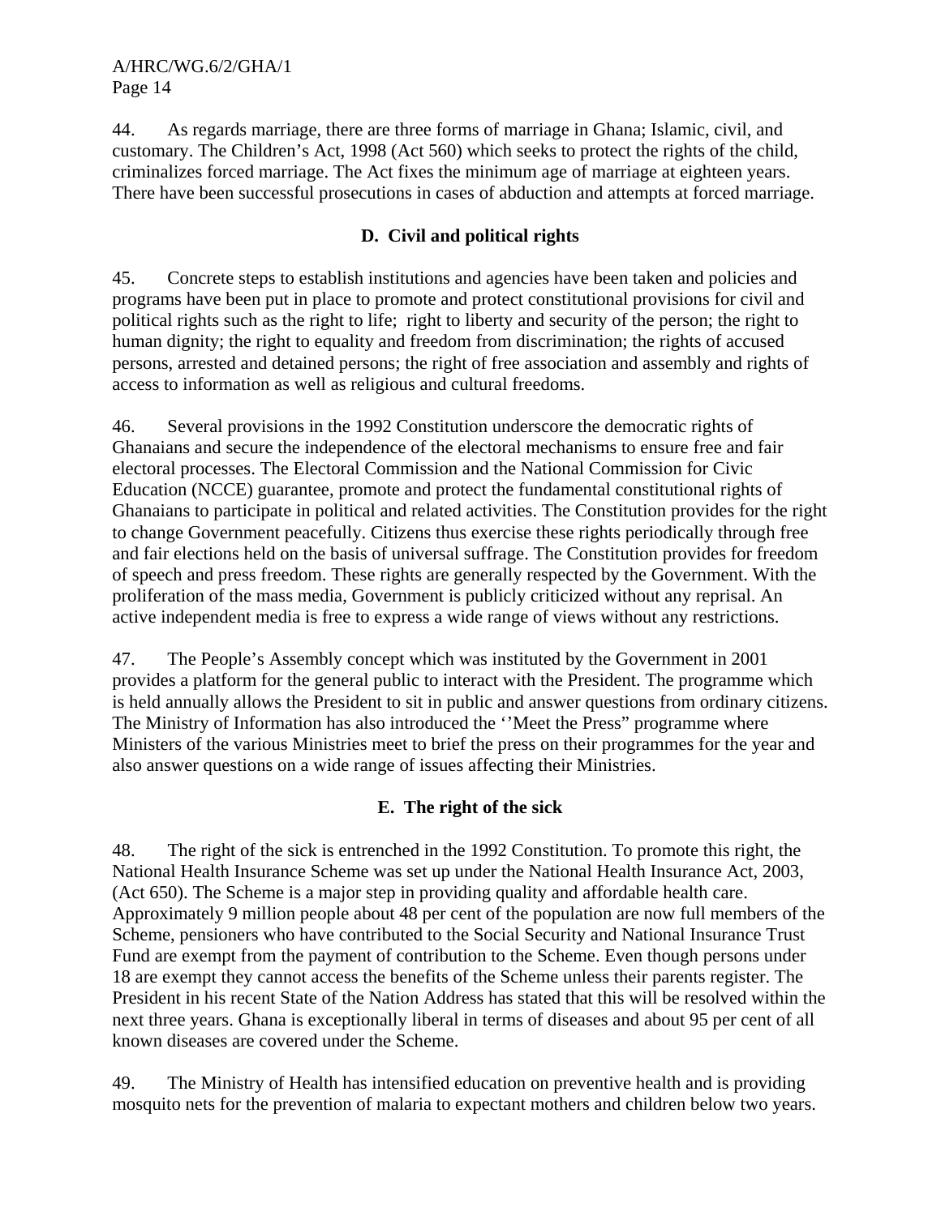44. As regards marriage, there are three forms of marriage in Ghana; Islamic, civil, and customary. The Children's Act, 1998 (Act 560) which seeks to protect the rights of the child, criminalizes forced marriage. The Act fixes the minimum age of marriage at eighteen years. There have been successful prosecutions in cases of abduction and attempts at forced marriage.

## D. Civil and political rights

45. Concrete steps to establish institutions and agencies have been taken and policies and programs have been put in place to promote and protect constitutional provisions for civil and political rights such as the right to life; right to liberty and security of the person; the right to human dignity; the right to equality and freedom from discrimination; the rights of accused persons, arrested and detained persons; the right of free association and assembly and rights of access to information as well as religious and cultural freedoms.

46. Several provisions in the 1992 Constitution underscore the democratic rights of Ghanaians and secure the independence of the electoral mechanisms to ensure free and fair electoral processes. The Electoral Commission and the National Commission for Civic Education (NCCE) guarantee, promote and protect the fundamental constitutional rights of Ghanaians to participate in political and related activities. The Constitution provides for the right to change Government peacefully. Citizens thus exercise these rights periodically through free and fair elections held on the basis of universal suffrage. The Constitution provides for freedom of speech and press freedom. These rights are generally respected by the Government. With the proliferation of the mass media, Government is publicly criticized without any reprisal. An active independent media is free to express a wide range of views without any restrictions.

47. The People's Assembly concept which was instituted by the Government in 2001 provides a platform for the general public to interact with the President. The programme which is held annually allows the President to sit in public and answer questions from ordinary citizens. The Ministry of Information has also introduced the ''Meet the Press" programme where Ministers of the various Ministries meet to brief the press on their programmes for the year and also answer questions on a wide range of issues affecting their Ministries.

## E. The right of the sick

48. The right of the sick is entrenched in the 1992 Constitution. To promote this right, the National Health Insurance Scheme was set up under the National Health Insurance Act, 2003, (Act 650). The Scheme is a major step in providing quality and affordable health care. Approximately 9 million people about 48 per cent of the population are now full members of the Scheme, pensioners who have contributed to the Social Security and National Insurance Trust Fund are exempt from the payment of contribution to the Scheme. Even though persons under 18 are exempt they cannot access the benefits of the Scheme unless their parents register. The President in his recent State of the Nation Address has stated that this will be resolved within the next three years. Ghana is exceptionally liberal in terms of diseases and about 95 per cent of all known diseases are covered under the Scheme.

49. The Ministry of Health has intensified education on preventive health and is providing mosquito nets for the prevention of malaria to expectant mothers and children below two years.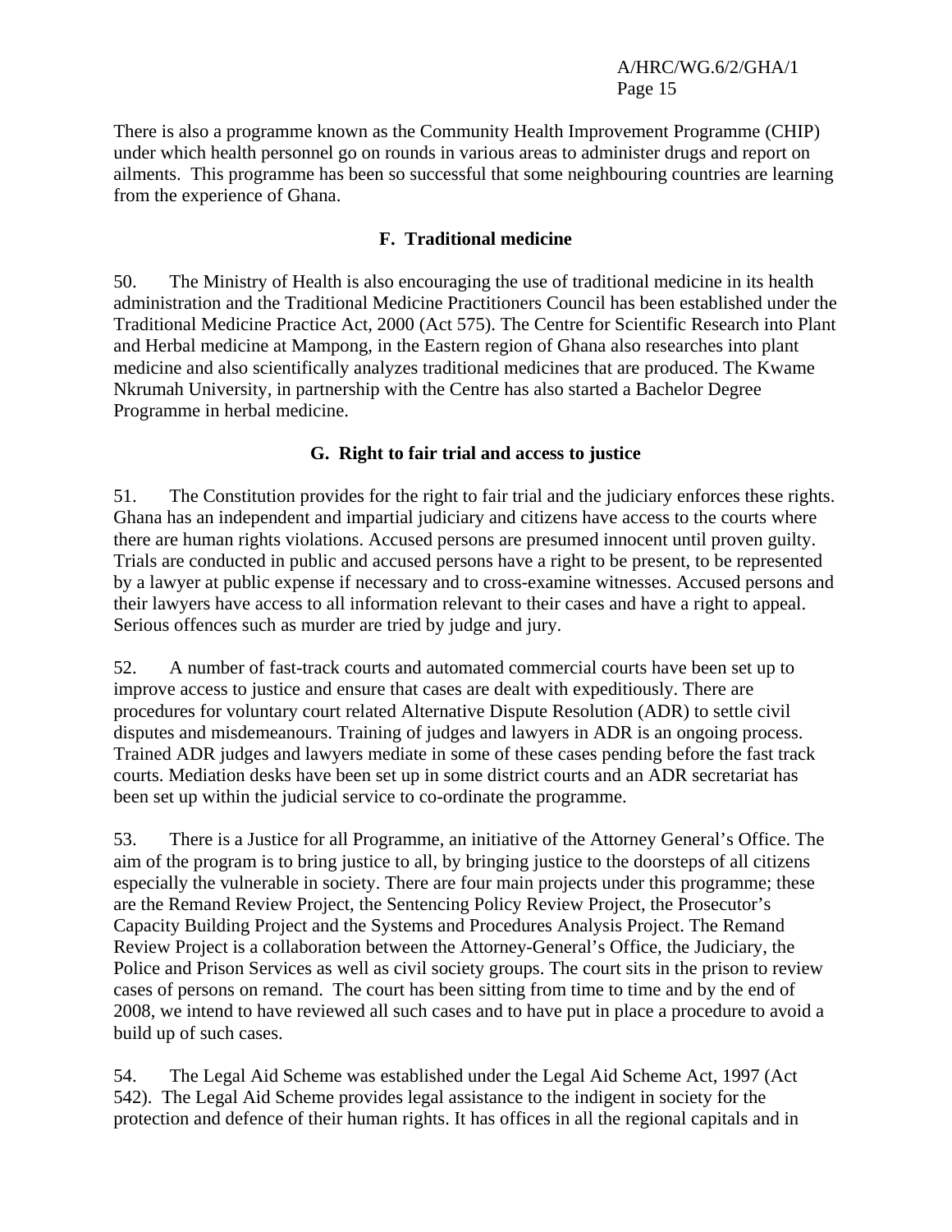There is also a programme known as the Community Health Improvement Programme (CHIP) under which health personnel go on rounds in various areas to administer drugs and report on ailments. This programme has been so successful that some neighbouring countries are learning from the experience of Ghana.

### F. Traditional medicine

50. The Ministry of Health is also encouraging the use of traditional medicine in its health administration and the Traditional Medicine Practitioners Council has been established under the Traditional Medicine Practice Act, 2000 (Act 575). The Centre for Scientific Research into Plant and Herbal medicine at Mampong, in the Eastern region of Ghana also researches into plant medicine and also scientifically analyzes traditional medicines that are produced. The Kwame Nkrumah University, in partnership with the Centre has also started a Bachelor Degree Programme in herbal medicine.

### G. Right to fair trial and access to justice

51. The Constitution provides for the right to fair trial and the judiciary enforces these rights. Ghana has an independent and impartial judiciary and citizens have access to the courts where there are human rights violations. Accused persons are presumed innocent until proven guilty. Trials are conducted in public and accused persons have a right to be present, to be represented by a lawyer at public expense if necessary and to cross-examine witnesses. Accused persons and their lawyers have access to all information relevant to their cases and have a right to appeal. Serious offences such as murder are tried by judge and jury.

52. A number of fast-track courts and automated commercial courts have been set up to improve access to justice and ensure that cases are dealt with expeditiously. There are procedures for voluntary court related Alternative Dispute Resolution (ADR) to settle civil disputes and misdemeanours. Training of judges and lawyers in ADR is an ongoing process. Trained ADR judges and lawyers mediate in some of these cases pending before the fast track courts. Mediation desks have been set up in some district courts and an ADR secretariat has been set up within the judicial service to co-ordinate the programme.

53. There is a Justice for all Programme, an initiative of the Attorney General's Office. The aim of the program is to bring justice to all, by bringing justice to the doorsteps of all citizens especially the vulnerable in society. There are four main projects under this programme; these are the Remand Review Project, the Sentencing Policy Review Project, the Prosecutor's Capacity Building Project and the Systems and Procedures Analysis Project. The Remand Review Project is a collaboration between the Attorney-General's Office, the Judiciary, the Police and Prison Services as well as civil society groups. The court sits in the prison to review cases of persons on remand. The court has been sitting from time to time and by the end of 2008, we intend to have reviewed all such cases and to have put in place a procedure to avoid a build up of such cases.

54. The Legal Aid Scheme was established under the Legal Aid Scheme Act, 1997 (Act 542). The Legal Aid Scheme provides legal assistance to the indigent in society for the protection and defence of their human rights. It has offices in all the regional capitals and in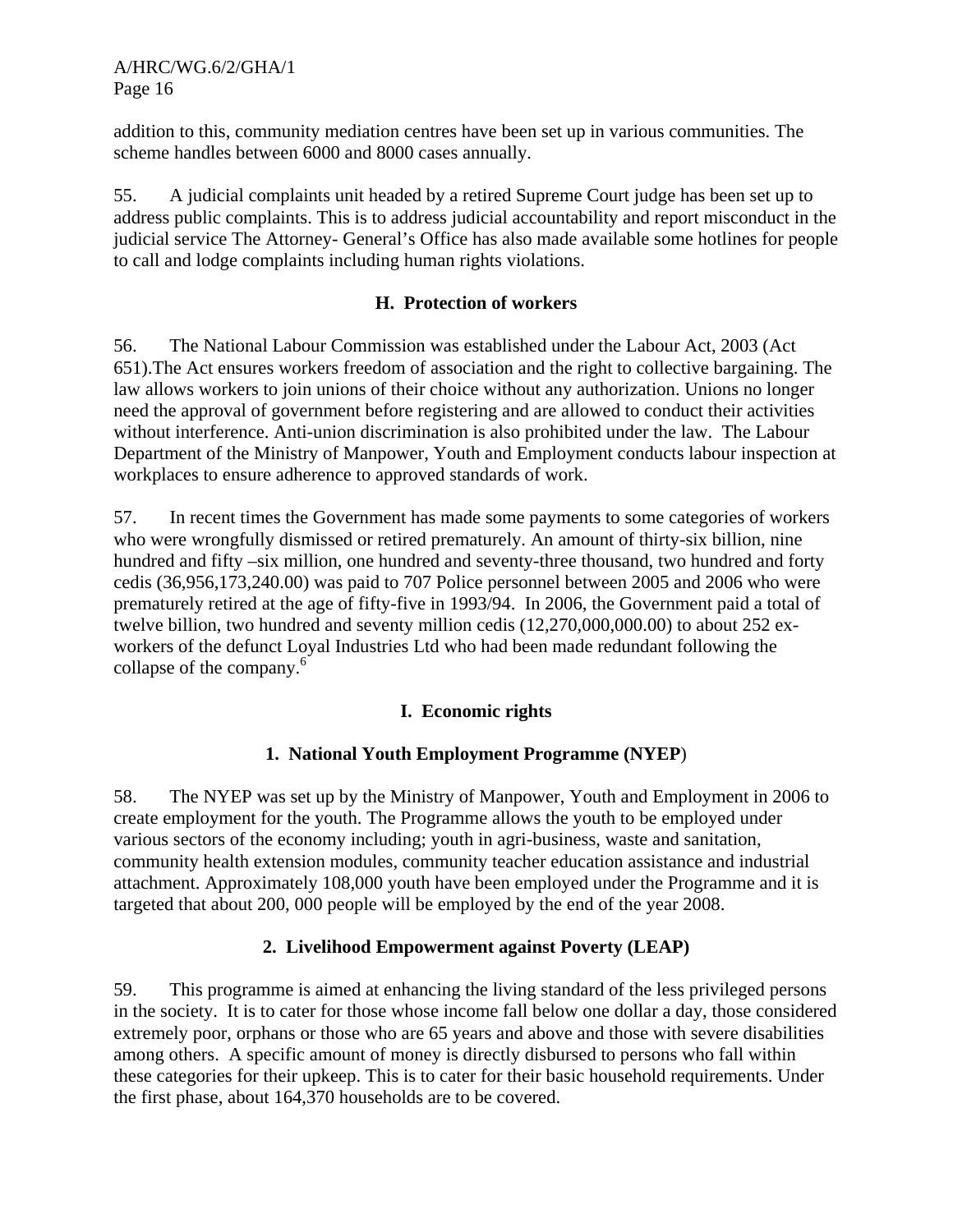addition to this, community mediation centres have been set up in various communities. The scheme handles between 6000 and 8000 cases annually.

55. A judicial complaints unit headed by a retired Supreme Court judge has been set up to address public complaints. This is to address judicial accountability and report misconduct in the judicial service The Attorney- General's Office has also made available some hotlines for people to call and lodge complaints including human rights violations.

## H. Protection of workers

56. The National Labour Commission was established under the Labour Act, 2003 (Act 651).The Act ensures workers freedom of association and the right to collective bargaining. The law allows workers to join unions of their choice without any authorization. Unions no longer need the approval of government before registering and are allowed to conduct their activities without interference. Anti-union discrimination is also prohibited under the law. The Labour Department of the Ministry of Manpower, Youth and Employment conducts labour inspection at workplaces to ensure adherence to approved standards of work.

57. In recent times the Government has made some payments to some categories of workers who were wrongfully dismissed or retired prematurely. An amount of thirty-six billion, nine hundred and fifty –six million, one hundred and seventy-three thousand, two hundred and forty cedis (36,956,173,240.00) was paid to 707 Police personnel between 2005 and 2006 who were prematurely retired at the age of fifty-five in 1993/94. In 2006, the Government paid a total of twelve billion, two hundred and seventy million cedis (12,270,000,000.00) to about 252 ex-workers of the defunct Loyal Industries Ltd who had been made redundant following the collapse of the company.[6]

## I. Economic rights

### 1. National Youth Employment Programme (NYEP)

58. The NYEP was set up by the Ministry of Manpower, Youth and Employment in 2006 to create employment for the youth. The Programme allows the youth to be employed under various sectors of the economy including; youth in agri-business, waste and sanitation, community health extension modules, community teacher education assistance and industrial attachment. Approximately 108,000 youth have been employed under the Programme and it is targeted that about 200, 000 people will be employed by the end of the year 2008.

### 2. Livelihood Empowerment against Poverty (LEAP)

59. This programme is aimed at enhancing the living standard of the less privileged persons in the society. It is to cater for those whose income fall below one dollar a day, those considered extremely poor, orphans or those who are 65 years and above and those with severe disabilities among others. A specific amount of money is directly disbursed to persons who fall within these categories for their upkeep. This is to cater for their basic household requirements. Under the first phase, about 164,370 households are to be covered.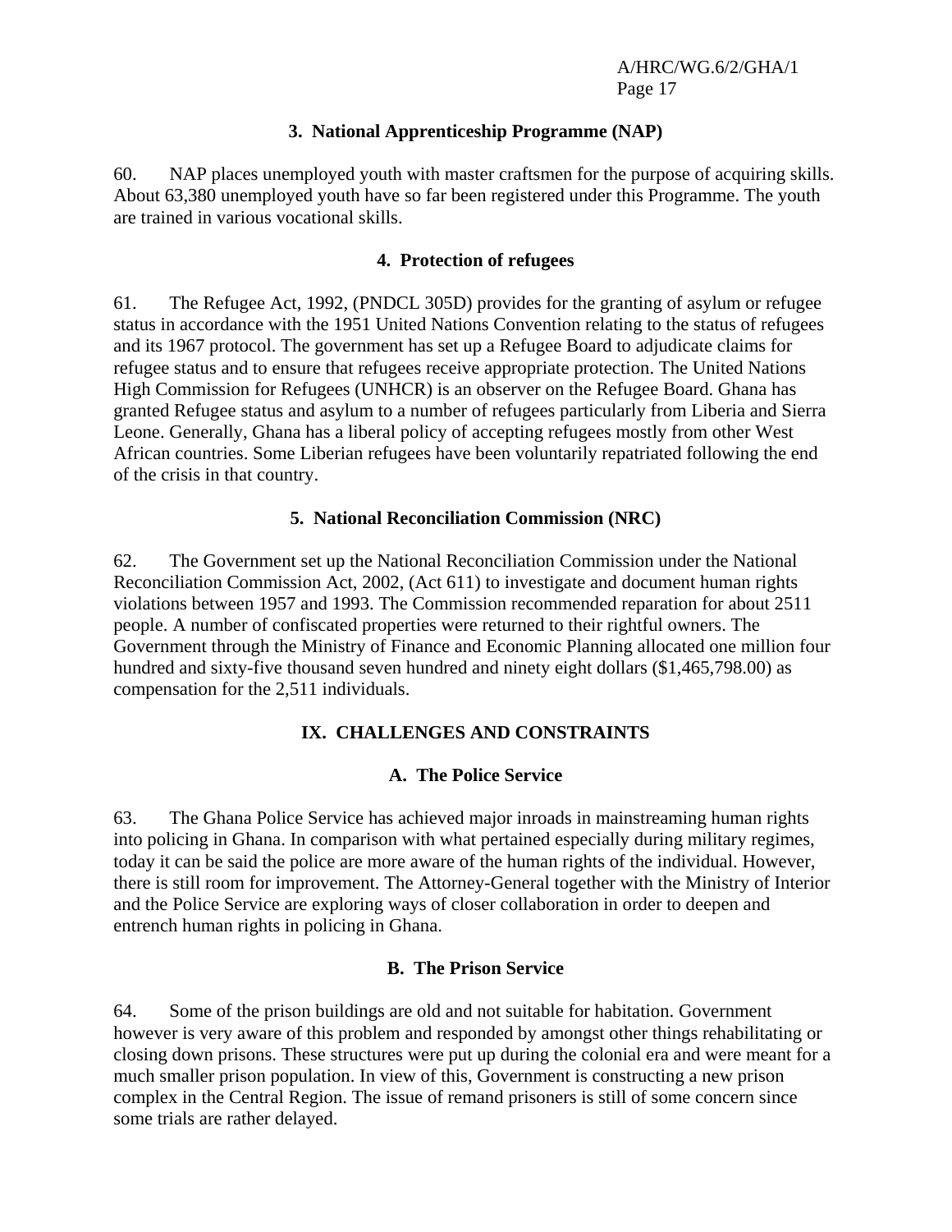### 3. National Apprenticeship Programme (NAP)

60. NAP places unemployed youth with master craftsmen for the purpose of acquiring skills. About 63,380 unemployed youth have so far been registered under this Programme. The youth are trained in various vocational skills.

### 4. Protection of refugees

61. The Refugee Act, 1992, (PNDCL 305D) provides for the granting of asylum or refugee status in accordance with the 1951 United Nations Convention relating to the status of refugees and its 1967 protocol. The government has set up a Refugee Board to adjudicate claims for refugee status and to ensure that refugees receive appropriate protection. The United Nations High Commission for Refugees (UNHCR) is an observer on the Refugee Board. Ghana has granted Refugee status and asylum to a number of refugees particularly from Liberia and Sierra Leone. Generally, Ghana has a liberal policy of accepting refugees mostly from other West African countries. Some Liberian refugees have been voluntarily repatriated following the end of the crisis in that country.

### 5. National Reconciliation Commission (NRC)

62. The Government set up the National Reconciliation Commission under the National Reconciliation Commission Act, 2002, (Act 611) to investigate and document human rights violations between 1957 and 1993. The Commission recommended reparation for about 2511 people. A number of confiscated properties were returned to their rightful owners. The Government through the Ministry of Finance and Economic Planning allocated one million four hundred and sixty-five thousand seven hundred and ninety eight dollars ($1,465,798.00) as compensation for the 2,511 individuals.

## IX. CHALLENGES AND CONSTRAINTS

### A. The Police Service

63. The Ghana Police Service has achieved major inroads in mainstreaming human rights into policing in Ghana. In comparison with what pertained especially during military regimes, today it can be said the police are more aware of the human rights of the individual. However, there is still room for improvement. The Attorney-General together with the Ministry of Interior and the Police Service are exploring ways of closer collaboration in order to deepen and entrench human rights in policing in Ghana.

### B. The Prison Service

64. Some of the prison buildings are old and not suitable for habitation. Government however is very aware of this problem and responded by amongst other things rehabilitating or closing down prisons. These structures were put up during the colonial era and were meant for a much smaller prison population. In view of this, Government is constructing a new prison complex in the Central Region. The issue of remand prisoners is still of some concern since some trials are rather delayed.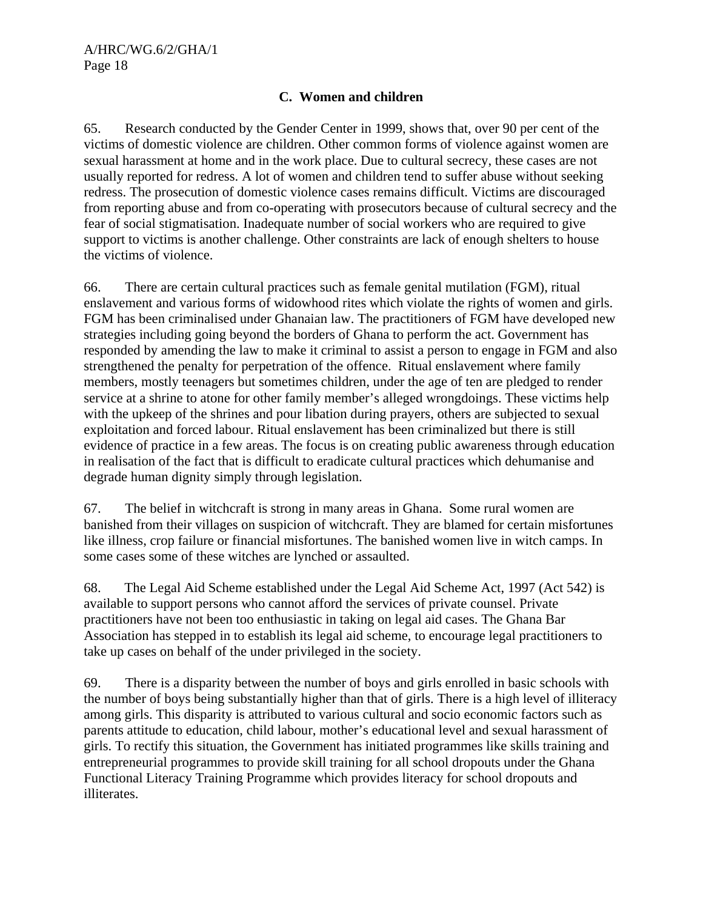## C. Women and children

65. Research conducted by the Gender Center in 1999, shows that, over 90 per cent of the victims of domestic violence are children. Other common forms of violence against women are sexual harassment at home and in the work place. Due to cultural secrecy, these cases are not usually reported for redress. A lot of women and children tend to suffer abuse without seeking redress. The prosecution of domestic violence cases remains difficult. Victims are discouraged from reporting abuse and from co-operating with prosecutors because of cultural secrecy and the fear of social stigmatisation. Inadequate number of social workers who are required to give support to victims is another challenge. Other constraints are lack of enough shelters to house the victims of violence.

66. There are certain cultural practices such as female genital mutilation (FGM), ritual enslavement and various forms of widowhood rites which violate the rights of women and girls. FGM has been criminalised under Ghanaian law. The practitioners of FGM have developed new strategies including going beyond the borders of Ghana to perform the act. Government has responded by amending the law to make it criminal to assist a person to engage in FGM and also strengthened the penalty for perpetration of the offence. Ritual enslavement where family members, mostly teenagers but sometimes children, under the age of ten are pledged to render service at a shrine to atone for other family member's alleged wrongdoings. These victims help with the upkeep of the shrines and pour libation during prayers, others are subjected to sexual exploitation and forced labour. Ritual enslavement has been criminalized but there is still evidence of practice in a few areas. The focus is on creating public awareness through education in realisation of the fact that is difficult to eradicate cultural practices which dehumanise and degrade human dignity simply through legislation.

67. The belief in witchcraft is strong in many areas in Ghana. Some rural women are banished from their villages on suspicion of witchcraft. They are blamed for certain misfortunes like illness, crop failure or financial misfortunes. The banished women live in witch camps. In some cases some of these witches are lynched or assaulted.

68. The Legal Aid Scheme established under the Legal Aid Scheme Act, 1997 (Act 542) is available to support persons who cannot afford the services of private counsel. Private practitioners have not been too enthusiastic in taking on legal aid cases. The Ghana Bar Association has stepped in to establish its legal aid scheme, to encourage legal practitioners to take up cases on behalf of the under privileged in the society.

69. There is a disparity between the number of boys and girls enrolled in basic schools with the number of boys being substantially higher than that of girls. There is a high level of illiteracy among girls. This disparity is attributed to various cultural and socio economic factors such as parents attitude to education, child labour, mother's educational level and sexual harassment of girls. To rectify this situation, the Government has initiated programmes like skills training and entrepreneurial programmes to provide skill training for all school dropouts under the Ghana Functional Literacy Training Programme which provides literacy for school dropouts and illiterates.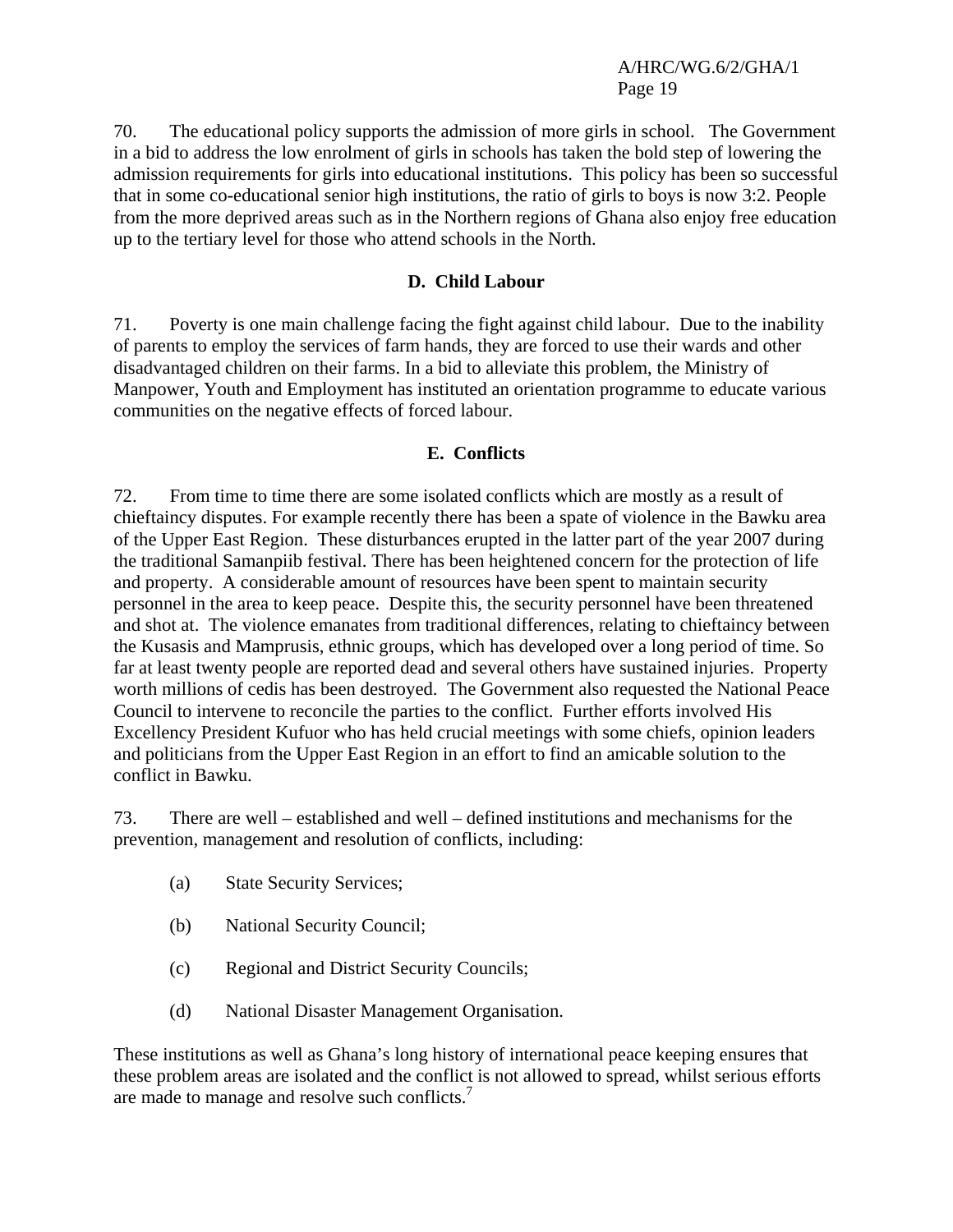70. The educational policy supports the admission of more girls in school. The Government in a bid to address the low enrolment of girls in schools has taken the bold step of lowering the admission requirements for girls into educational institutions. This policy has been so successful that in some co-educational senior high institutions, the ratio of girls to boys is now 3:2. People from the more deprived areas such as in the Northern regions of Ghana also enjoy free education up to the tertiary level for those who attend schools in the North.

## D. Child Labour

71. Poverty is one main challenge facing the fight against child labour. Due to the inability of parents to employ the services of farm hands, they are forced to use their wards and other disadvantaged children on their farms. In a bid to alleviate this problem, the Ministry of Manpower, Youth and Employment has instituted an orientation programme to educate various communities on the negative effects of forced labour.

## E. Conflicts

72. From time to time there are some isolated conflicts which are mostly as a result of chieftaincy disputes. For example recently there has been a spate of violence in the Bawku area of the Upper East Region. These disturbances erupted in the latter part of the year 2007 during the traditional Samanpiib festival. There has been heightened concern for the protection of life and property. A considerable amount of resources have been spent to maintain security personnel in the area to keep peace. Despite this, the security personnel have been threatened and shot at. The violence emanates from traditional differences, relating to chieftaincy between the Kusasis and Mamprusis, ethnic groups, which has developed over a long period of time. So far at least twenty people are reported dead and several others have sustained injuries. Property worth millions of cedis has been destroyed. The Government also requested the National Peace Council to intervene to reconcile the parties to the conflict. Further efforts involved His Excellency President Kufuor who has held crucial meetings with some chiefs, opinion leaders and politicians from the Upper East Region in an effort to find an amicable solution to the conflict in Bawku.

73. There are well – established and well – defined institutions and mechanisms for the prevention, management and resolution of conflicts, including:

(a) State Security Services;

(b) National Security Council;

(c) Regional and District Security Councils;

(d) National Disaster Management Organisation.

These institutions as well as Ghana's long history of international peace keeping ensures that these problem areas are isolated and the conflict is not allowed to spread, whilst serious efforts are made to manage and resolve such conflicts.[7]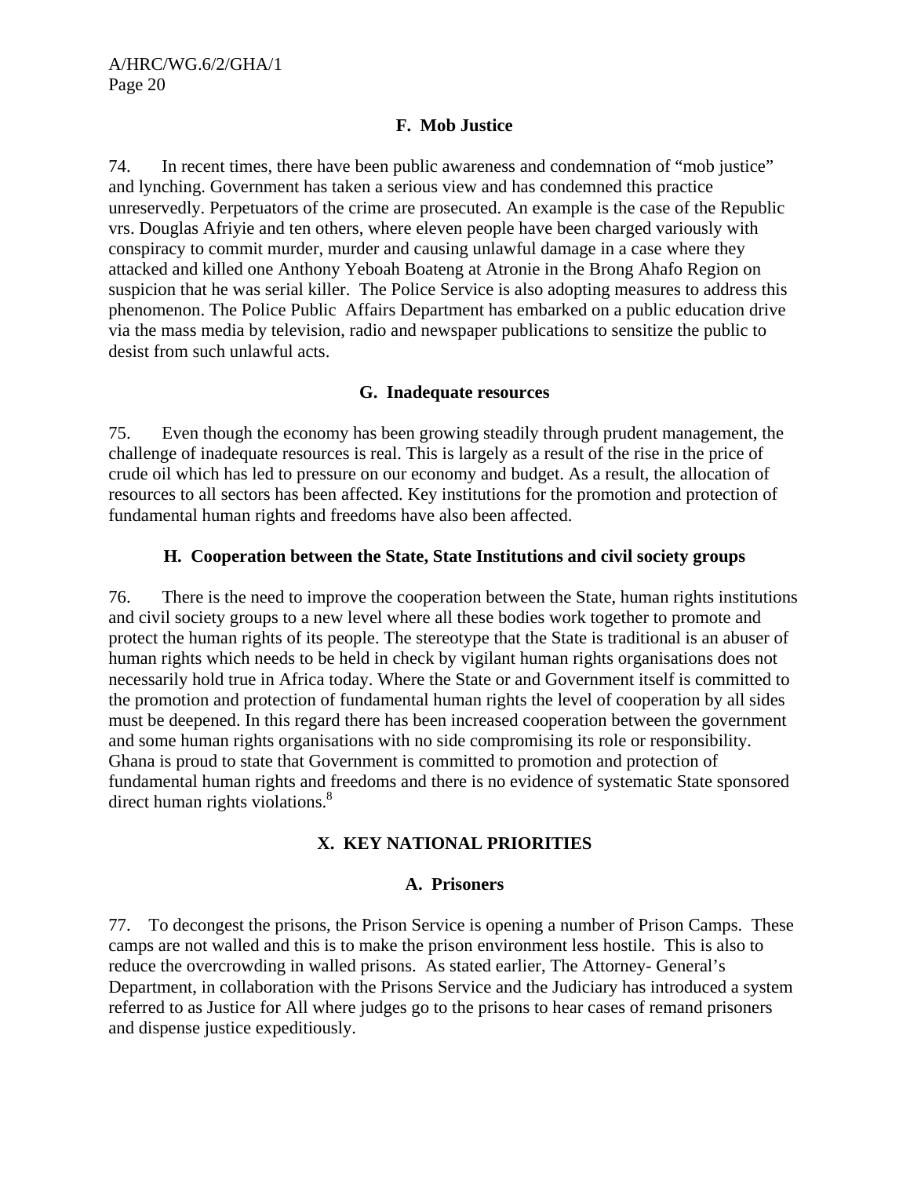### F. Mob Justice

74. In recent times, there have been public awareness and condemnation of "mob justice" and lynching. Government has taken a serious view and has condemned this practice unreservedly. Perpetuators of the crime are prosecuted. An example is the case of the Republic vrs. Douglas Afriyie and ten others, where eleven people have been charged variously with conspiracy to commit murder, murder and causing unlawful damage in a case where they attacked and killed one Anthony Yeboah Boateng at Atronie in the Brong Ahafo Region on suspicion that he was serial killer. The Police Service is also adopting measures to address this phenomenon. The Police Public Affairs Department has embarked on a public education drive via the mass media by television, radio and newspaper publications to sensitize the public to desist from such unlawful acts.

### G. Inadequate resources

75. Even though the economy has been growing steadily through prudent management, the challenge of inadequate resources is real. This is largely as a result of the rise in the price of crude oil which has led to pressure on our economy and budget. As a result, the allocation of resources to all sectors has been affected. Key institutions for the promotion and protection of fundamental human rights and freedoms have also been affected.

### H. Cooperation between the State, State Institutions and civil society groups

76. There is the need to improve the cooperation between the State, human rights institutions and civil society groups to a new level where all these bodies work together to promote and protect the human rights of its people. The stereotype that the State is traditional is an abuser of human rights which needs to be held in check by vigilant human rights organisations does not necessarily hold true in Africa today. Where the State or and Government itself is committed to the promotion and protection of fundamental human rights the level of cooperation by all sides must be deepened. In this regard there has been increased cooperation between the government and some human rights organisations with no side compromising its role or responsibility. Ghana is proud to state that Government is committed to promotion and protection of fundamental human rights and freedoms and there is no evidence of systematic State sponsored direct human rights violations.[8]

## X. KEY NATIONAL PRIORITIES

### A. Prisoners

77. To decongest the prisons, the Prison Service is opening a number of Prison Camps. These camps are not walled and this is to make the prison environment less hostile. This is also to reduce the overcrowding in walled prisons. As stated earlier, The Attorney- General's Department, in collaboration with the Prisons Service and the Judiciary has introduced a system referred to as Justice for All where judges go to the prisons to hear cases of remand prisoners and dispense justice expeditiously.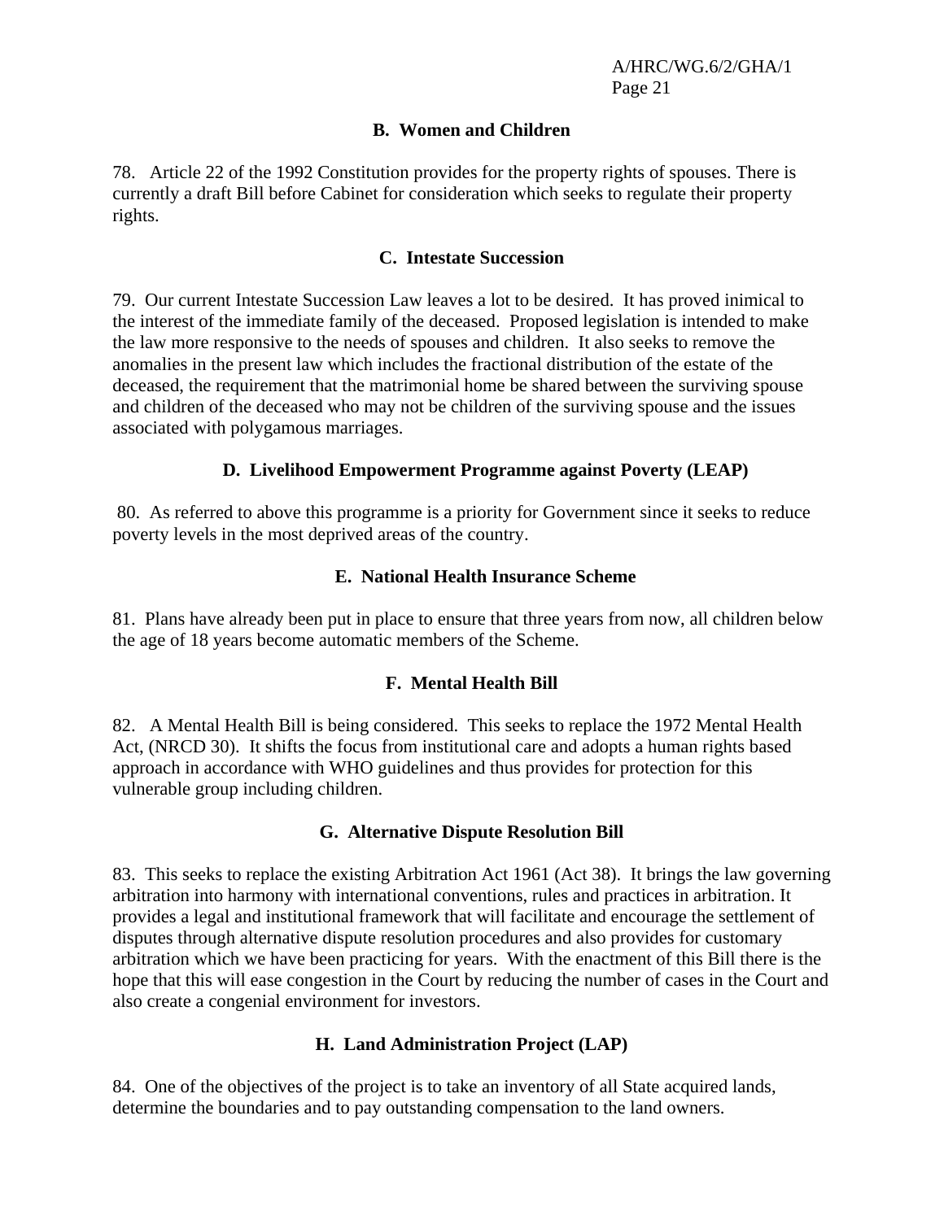### B. Women and Children

78. Article 22 of the 1992 Constitution provides for the property rights of spouses. There is currently a draft Bill before Cabinet for consideration which seeks to regulate their property rights.

### C. Intestate Succession

79. Our current Intestate Succession Law leaves a lot to be desired. It has proved inimical to the interest of the immediate family of the deceased. Proposed legislation is intended to make the law more responsive to the needs of spouses and children. It also seeks to remove the anomalies in the present law which includes the fractional distribution of the estate of the deceased, the requirement that the matrimonial home be shared between the surviving spouse and children of the deceased who may not be children of the surviving spouse and the issues associated with polygamous marriages.

### D. Livelihood Empowerment Programme against Poverty (LEAP)

80. As referred to above this programme is a priority for Government since it seeks to reduce poverty levels in the most deprived areas of the country.

### E. National Health Insurance Scheme

81. Plans have already been put in place to ensure that three years from now, all children below the age of 18 years become automatic members of the Scheme.

### F. Mental Health Bill

82. A Mental Health Bill is being considered. This seeks to replace the 1972 Mental Health Act, (NRCD 30). It shifts the focus from institutional care and adopts a human rights based approach in accordance with WHO guidelines and thus provides for protection for this vulnerable group including children.

### G. Alternative Dispute Resolution Bill

83. This seeks to replace the existing Arbitration Act 1961 (Act 38). It brings the law governing arbitration into harmony with international conventions, rules and practices in arbitration. It provides a legal and institutional framework that will facilitate and encourage the settlement of disputes through alternative dispute resolution procedures and also provides for customary arbitration which we have been practicing for years. With the enactment of this Bill there is the hope that this will ease congestion in the Court by reducing the number of cases in the Court and also create a congenial environment for investors.

### H. Land Administration Project (LAP)

84. One of the objectives of the project is to take an inventory of all State acquired lands, determine the boundaries and to pay outstanding compensation to the land owners.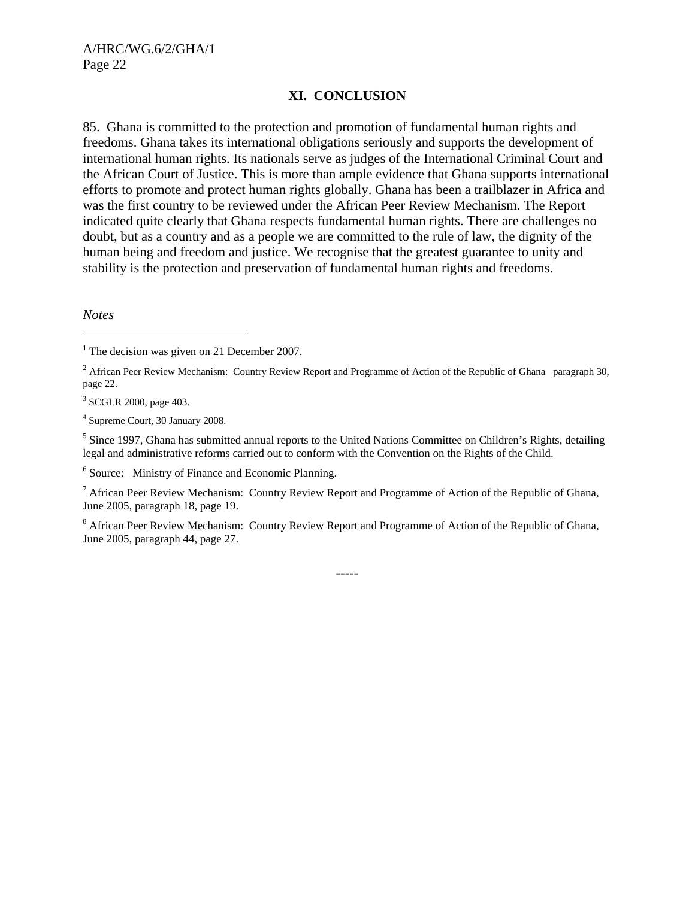## XI. CONCLUSION

85. Ghana is committed to the protection and promotion of fundamental human rights and freedoms. Ghana takes its international obligations seriously and supports the development of international human rights. Its nationals serve as judges of the International Criminal Court and the African Court of Justice. This is more than ample evidence that Ghana supports international efforts to promote and protect human rights globally. Ghana has been a trailblazer in Africa and was the first country to be reviewed under the African Peer Review Mechanism. The Report indicated quite clearly that Ghana respects fundamental human rights. There are challenges no doubt, but as a country and as a people we are committed to the rule of law, the dignity of the human being and freedom and justice. We recognise that the greatest guarantee to unity and stability is the protection and preservation of fundamental human rights and freedoms.

*Notes*

[1] The decision was given on 21 December 2007.

[2] African Peer Review Mechanism: Country Review Report and Programme of Action of the Republic of Ghana paragraph 30, page 22.

[3] SCGLR 2000, page 403.

[4] Supreme Court, 30 January 2008.

[5] Since 1997, Ghana has submitted annual reports to the United Nations Committee on Children's Rights, detailing legal and administrative reforms carried out to conform with the Convention on the Rights of the Child.

[6] Source: Ministry of Finance and Economic Planning.

[7] African Peer Review Mechanism: Country Review Report and Programme of Action of the Republic of Ghana, June 2005, paragraph 18, page 19.

[8] African Peer Review Mechanism: Country Review Report and Programme of Action of the Republic of Ghana, June 2005, paragraph 44, page 27.

-----